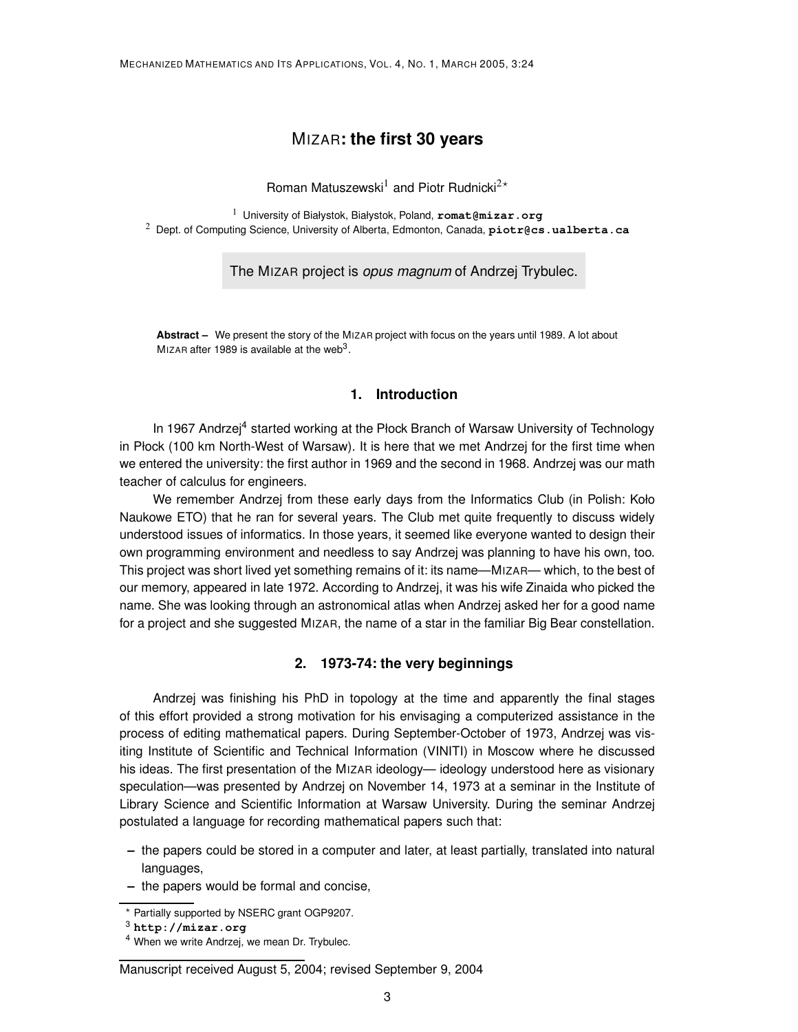# MIZAR: the first 30 years

Roman Matuszewski[1] and Piotr Rudnicki[2*]

[1] University of Białystok, Białystok, Poland, **romat@mizar.org**
[2] Dept. of Computing Science, University of Alberta, Edmonton, Canada, **piotr@cs.ualberta.ca**

The MIZAR project is *opus magnum* of Andrzej Trybulec.

**Abstract –** We present the story of the MIZAR project with focus on the years until 1989. A lot about MIZAR after 1989 is available at the web[3].

## 1. Introduction

In 1967 Andrzej[4] started working at the Płock Branch of Warsaw University of Technology in Płock (100 km North-West of Warsaw). It is here that we met Andrzej for the first time when we entered the university: the first author in 1969 and the second in 1968. Andrzej was our math teacher of calculus for engineers.

We remember Andrzej from these early days from the Informatics Club (in Polish: Koło Naukowe ETO) that he ran for several years. The Club met quite frequently to discuss widely understood issues of informatics. In those years, it seemed like everyone wanted to design their own programming environment and needless to say Andrzej was planning to have his own, too. This project was short lived yet something remains of it: its name—MIZAR— which, to the best of our memory, appeared in late 1972. According to Andrzej, it was his wife Zinaida who picked the name. She was looking through an astronomical atlas when Andrzej asked her for a good name for a project and she suggested MIZAR, the name of a star in the familiar Big Bear constellation.

## 2. 1973-74: the very beginnings

Andrzej was finishing his PhD in topology at the time and apparently the final stages of this effort provided a strong motivation for his envisaging a computerized assistance in the process of editing mathematical papers. During September-October of 1973, Andrzej was visiting Institute of Scientific and Technical Information (VINITI) in Moscow where he discussed his ideas. The first presentation of the MIZAR ideology— ideology understood here as visionary speculation—was presented by Andrzej on November 14, 1973 at a seminar in the Institute of Library Science and Scientific Information at Warsaw University. During the seminar Andrzej postulated a language for recording mathematical papers such that:

- the papers could be stored in a computer and later, at least partially, translated into natural languages,
- the papers would be formal and concise,

* Partially supported by NSERC grant OGP9207.

[3] **http://mizar.org**

[4] When we write Andrzej, we mean Dr. Trybulec.

Manuscript received August 5, 2004; revised September 9, 2004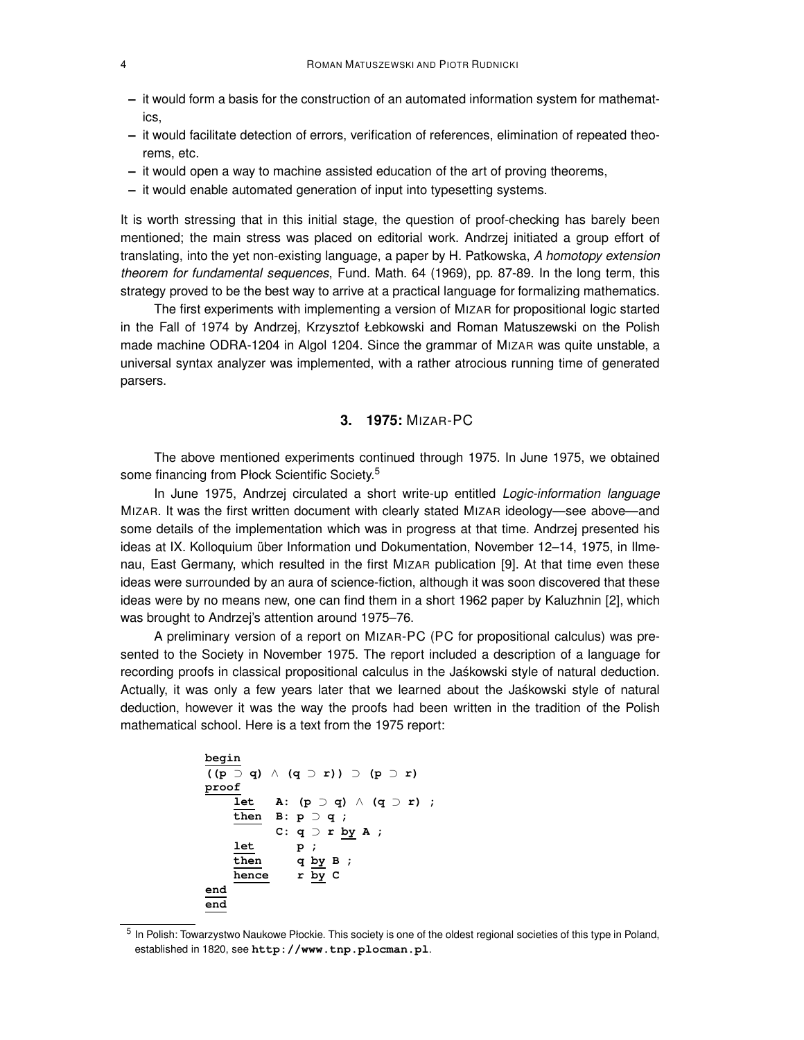– it would form a basis for the construction of an automated information system for mathematics,
– it would facilitate detection of errors, verification of references, elimination of repeated theorems, etc.
– it would open a way to machine assisted education of the art of proving theorems,
– it would enable automated generation of input into typesetting systems.

It is worth stressing that in this initial stage, the question of proof-checking has barely been mentioned; the main stress was placed on editorial work. Andrzej initiated a group effort of translating, into the yet non-existing language, a paper by H. Patkowska, *A homotopy extension theorem for fundamental sequences*, Fund. Math. 64 (1969), pp. 87-89. In the long term, this strategy proved to be the best way to arrive at a practical language for formalizing mathematics.

The first experiments with implementing a version of MIZAR for propositional logic started in the Fall of 1974 by Andrzej, Krzysztof Łebkowski and Roman Matuszewski on the Polish made machine ODRA-1204 in Algol 1204. Since the grammar of MIZAR was quite unstable, a universal syntax analyzer was implemented, with a rather atrocious running time of generated parsers.

## 3. 1975: MIZAR-PC

The above mentioned experiments continued through 1975. In June 1975, we obtained some financing from Płock Scientific Society.[5]

In June 1975, Andrzej circulated a short write-up entitled *Logic-information language* MIZAR. It was the first written document with clearly stated MIZAR ideology—see above—and some details of the implementation which was in progress at that time. Andrzej presented his ideas at IX. Kolloquium über Information und Dokumentation, November 12–14, 1975, in Ilmenau, East Germany, which resulted in the first MIZAR publication [9]. At that time even these ideas were surrounded by an aura of science-fiction, although it was soon discovered that these ideas were by no means new, one can find them in a short 1962 paper by Kaluzhnin [2], which was brought to Andrzej's attention around 1975–76.

A preliminary version of a report on MIZAR-PC (PC for propositional calculus) was presented to the Society in November 1975. The report included a description of a language for recording proofs in classical propositional calculus in the Jaśkowski style of natural deduction. Actually, it was only a few years later that we learned about the Jaśkowski style of natural deduction, however it was the way the proofs had been written in the tradition of the Polish mathematical school. Here is a text from the 1975 report:

```
begin
((p ⊃ q) ∧ (q ⊃ r)) ⊃ (p ⊃ r)
proof
    let   A: (p ⊃ q) ∧ (q ⊃ r) ;
    then  B: p ⊃ q ;
          C: q ⊃ r by A ;
    let      p ;
    then     q by B ;
    hence    r by C
end
end
```

[5] In Polish: Towarzystwo Naukowe Płockie. This society is one of the oldest regional societies of this type in Poland, established in 1820, see **http://www.tnp.plocman.pl**.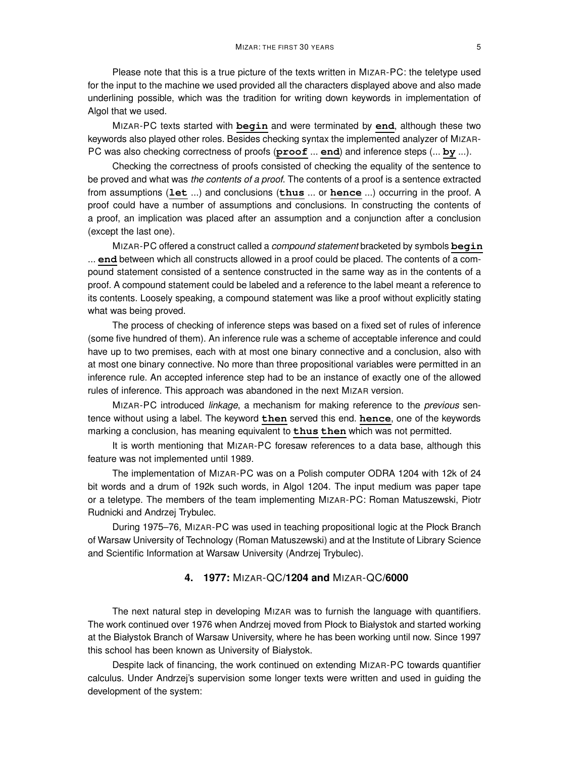Please note that this is a true picture of the texts written in MIZAR-PC: the teletype used for the input to the machine we used provided all the characters displayed above and also made underlining possible, which was the tradition for writing down keywords in implementation of Algol that we used.

MIZAR-PC texts started with **begin** and were terminated by **end**, although these two keywords also played other roles. Besides checking syntax the implemented analyzer of MIZAR-PC was also checking correctness of proofs (**proof** ... **end**) and inference steps (... **by** ...).

Checking the correctness of proofs consisted of checking the equality of the sentence to be proved and what was *the contents of a proof*. The contents of a proof is a sentence extracted from assumptions (**let** ...) and conclusions (**thus** ... or **hence** ...) occurring in the proof. A proof could have a number of assumptions and conclusions. In constructing the contents of a proof, an implication was placed after an assumption and a conjunction after a conclusion (except the last one).

MIZAR-PC offered a construct called a *compound statement* bracketed by symbols **begin** ... **end** between which all constructs allowed in a proof could be placed. The contents of a compound statement consisted of a sentence constructed in the same way as in the contents of a proof. A compound statement could be labeled and a reference to the label meant a reference to its contents. Loosely speaking, a compound statement was like a proof without explicitly stating what was being proved.

The process of checking of inference steps was based on a fixed set of rules of inference (some five hundred of them). An inference rule was a scheme of acceptable inference and could have up to two premises, each with at most one binary connective and a conclusion, also with at most one binary connective. No more than three propositional variables were permitted in an inference rule. An accepted inference step had to be an instance of exactly one of the allowed rules of inference. This approach was abandoned in the next MIZAR version.

MIZAR-PC introduced *linkage*, a mechanism for making reference to the *previous* sentence without using a label. The keyword **then** served this end. **hence**, one of the keywords marking a conclusion, has meaning equivalent to **thus then** which was not permitted.

It is worth mentioning that MIZAR-PC foresaw references to a data base, although this feature was not implemented until 1989.

The implementation of MIZAR-PC was on a Polish computer ODRA 1204 with 12k of 24 bit words and a drum of 192k such words, in Algol 1204. The input medium was paper tape or a teletype. The members of the team implementing MIZAR-PC: Roman Matuszewski, Piotr Rudnicki and Andrzej Trybulec.

During 1975–76, MIZAR-PC was used in teaching propositional logic at the Płock Branch of Warsaw University of Technology (Roman Matuszewski) and at the Institute of Library Science and Scientific Information at Warsaw University (Andrzej Trybulec).

## 4. 1977: MIZAR-QC/1204 and MIZAR-QC/6000

The next natural step in developing MIZAR was to furnish the language with quantifiers. The work continued over 1976 when Andrzej moved from Płock to Białystok and started working at the Białystok Branch of Warsaw University, where he has been working until now. Since 1997 this school has been known as University of Białystok.

Despite lack of financing, the work continued on extending MIZAR-PC towards quantifier calculus. Under Andrzej's supervision some longer texts were written and used in guiding the development of the system: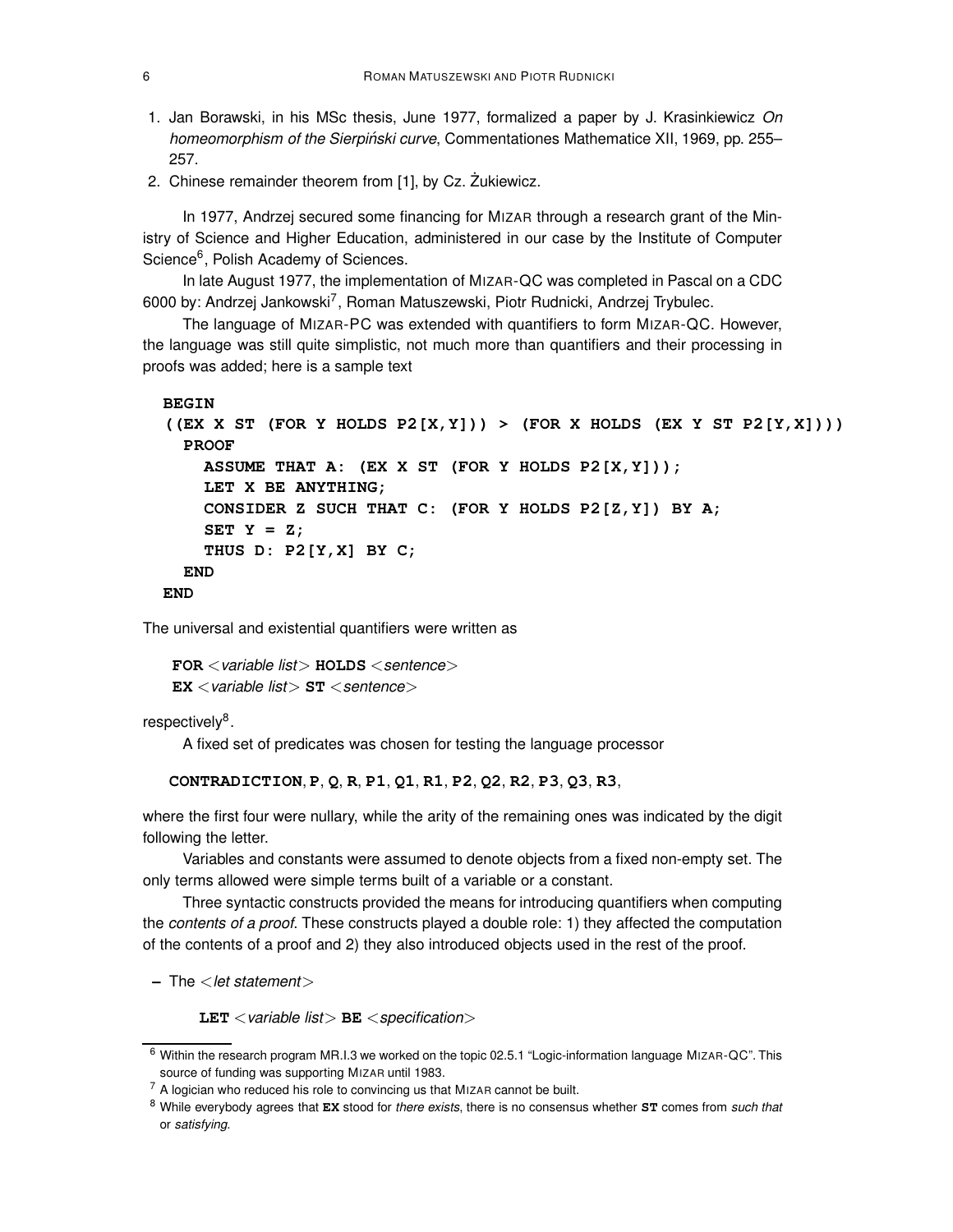1. Jan Borawski, in his MSc thesis, June 1977, formalized a paper by J. Krasinkiewicz *On homeomorphism of the Sierpiński curve*, Commentationes Mathematice XII, 1969, pp. 255–257.
2. Chinese remainder theorem from [1], by Cz. Żukiewicz.

In 1977, Andrzej secured some financing for MIZAR through a research grant of the Ministry of Science and Higher Education, administered in our case by the Institute of Computer Science[6], Polish Academy of Sciences.

In late August 1977, the implementation of MIZAR-QC was completed in Pascal on a CDC 6000 by: Andrzej Jankowski[7], Roman Matuszewski, Piotr Rudnicki, Andrzej Trybulec.

The language of MIZAR-PC was extended with quantifiers to form MIZAR-QC. However, the language was still quite simplistic, not much more than quantifiers and their processing in proofs was added; here is a sample text

```
BEGIN
((EX X ST (FOR Y HOLDS P2[X,Y])) > (FOR X HOLDS (EX Y ST P2[Y,X])))
  PROOF
    ASSUME THAT A: (EX X ST (FOR Y HOLDS P2[X,Y]));
    LET X BE ANYTHING;
    CONSIDER Z SUCH THAT C: (FOR Y HOLDS P2[Z,Y]) BY A;
    SET Y = Z;
    THUS D: P2[Y,X] BY C;
  END
END
```

The universal and existential quantifiers were written as

**FOR** <*variable list*> **HOLDS** <*sentence*>
**EX** <*variable list*> **ST** <*sentence*>

respectively[8].

A fixed set of predicates was chosen for testing the language processor

**CONTRADICTION**, **P**, **Q**, **R**, **P1**, **Q1**, **R1**, **P2**, **Q2**, **R2**, **P3**, **Q3**, **R3**,

where the first four were nullary, while the arity of the remaining ones was indicated by the digit following the letter.

Variables and constants were assumed to denote objects from a fixed non-empty set. The only terms allowed were simple terms built of a variable or a constant.

Three syntactic constructs provided the means for introducing quantifiers when computing the *contents of a proof*. These constructs played a double role: 1) they affected the computation of the contents of a proof and 2) they also introduced objects used in the rest of the proof.

– The <*let statement*>

**LET** <*variable list*> **BE** <*specification*>

---

[6] Within the research program MR.I.3 we worked on the topic 02.5.1 "Logic-information language MIZAR-QC". This source of funding was supporting MIZAR until 1983.

[7] A logician who reduced his role to convincing us that MIZAR cannot be built.

[8] While everybody agrees that **EX** stood for *there exists*, there is no consensus whether **ST** comes from *such that* or *satisfying*.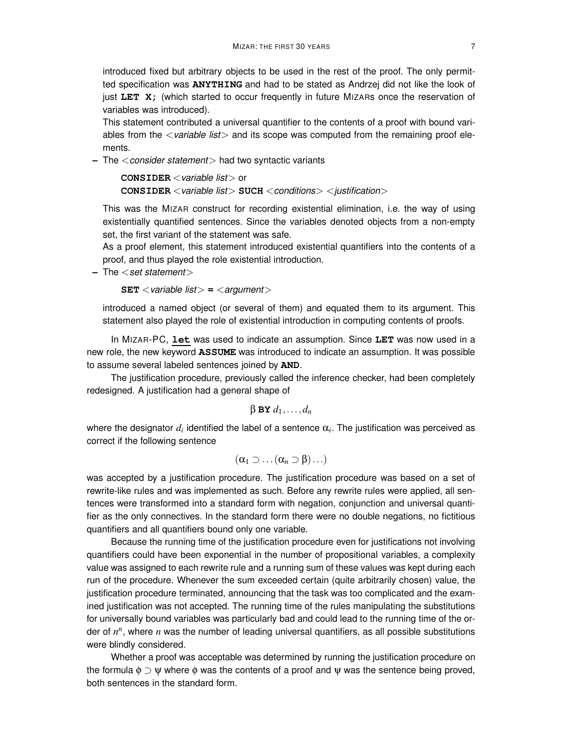introduced fixed but arbitrary objects to be used in the rest of the proof. The only permitted specification was **ANYTHING** and had to be stated as Andrzej did not like the look of just **LET X;** (which started to occur frequently in future MIZARs once the reservation of variables was introduced).

This statement contributed a universal quantifier to the contents of a proof with bound variables from the <*variable list*> and its scope was computed from the remaining proof elements.

- The <*consider statement*> had two syntactic variants

  **CONSIDER** <*variable list*> or
  **CONSIDER** <*variable list*> **SUCH** <*conditions*> <*justification*>

  This was the MIZAR construct for recording existential elimination, i.e. the way of using existentially quantified sentences. Since the variables denoted objects from a non-empty set, the first variant of the statement was safe.

  As a proof element, this statement introduced existential quantifiers into the contents of a proof, and thus played the role existential introduction.

- The <*set statement*>

  **SET** <*variable list*> **=** <*argument*>

  introduced a named object (or several of them) and equated them to its argument. This statement also played the role of existential introduction in computing contents of proofs.

In MIZAR-PC, **let** was used to indicate an assumption. Since **LET** was now used in a new role, the new keyword **ASSUME** was introduced to indicate an assumption. It was possible to assume several labeled sentences joined by **AND**.

The justification procedure, previously called the inference checker, had been completely redesigned. A justification had a general shape of

$$\beta \ \mathbf{BY} \ d_1, \ldots, d_n$$

where the designator $d_i$ identified the label of a sentence $\alpha_i$. The justification was perceived as correct if the following sentence

$$(\alpha_1 \supset \ldots (\alpha_n \supset \beta) \ldots)$$

was accepted by a justification procedure. The justification procedure was based on a set of rewrite-like rules and was implemented as such. Before any rewrite rules were applied, all sentences were transformed into a standard form with negation, conjunction and universal quantifier as the only connectives. In the standard form there were no double negations, no fictitious quantifiers and all quantifiers bound only one variable.

Because the running time of the justification procedure even for justifications not involving quantifiers could have been exponential in the number of propositional variables, a complexity value was assigned to each rewrite rule and a running sum of these values was kept during each run of the procedure. Whenever the sum exceeded certain (quite arbitrarily chosen) value, the justification procedure terminated, announcing that the task was too complicated and the examined justification was not accepted. The running time of the rules manipulating the substitutions for universally bound variables was particularly bad and could lead to the running time of the order of $n^n$, where $n$ was the number of leading universal quantifiers, as all possible substitutions were blindly considered.

Whether a proof was acceptable was determined by running the justification procedure on the formula $\phi \supset \psi$ where $\phi$ was the contents of a proof and $\psi$ was the sentence being proved, both sentences in the standard form.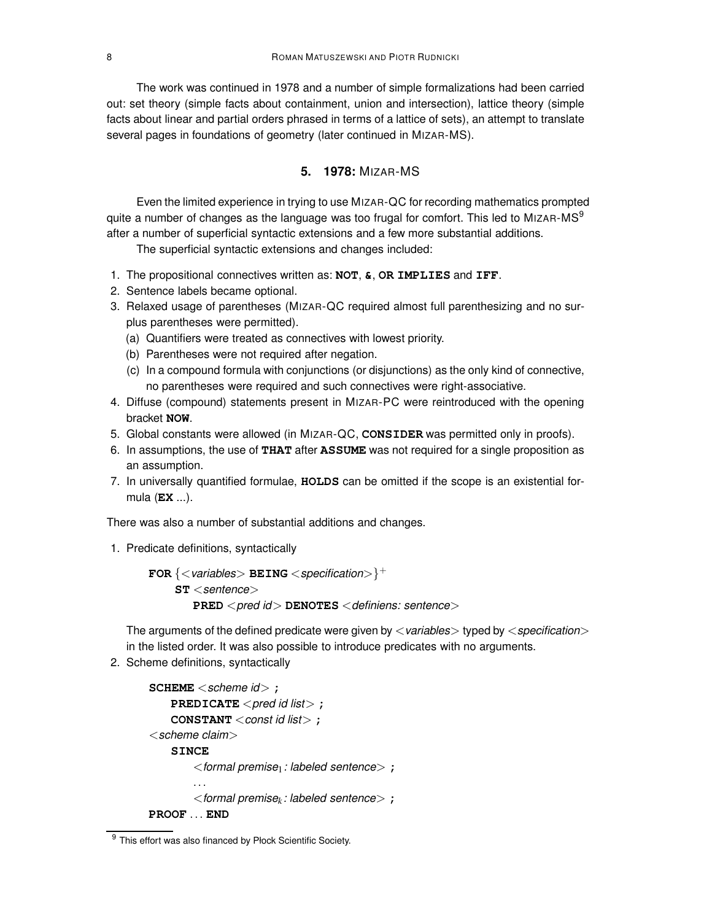The work was continued in 1978 and a number of simple formalizations had been carried out: set theory (simple facts about containment, union and intersection), lattice theory (simple facts about linear and partial orders phrased in terms of a lattice of sets), an attempt to translate several pages in foundations of geometry (later continued in MIZAR-MS).

## 5. 1978: MIZAR-MS

Even the limited experience in trying to use MIZAR-QC for recording mathematics prompted quite a number of changes as the language was too frugal for comfort. This led to MIZAR-MS[9] after a number of superficial syntactic extensions and a few more substantial additions.

The superficial syntactic extensions and changes included:

1. The propositional connectives written as: **NOT**, **&**, **OR** **IMPLIES** and **IFF**.
2. Sentence labels became optional.
3. Relaxed usage of parentheses (MIZAR-QC required almost full parenthesizing and no surplus parentheses were permitted).
   (a) Quantifiers were treated as connectives with lowest priority.
   (b) Parentheses were not required after negation.
   (c) In a compound formula with conjunctions (or disjunctions) as the only kind of connective, no parentheses were required and such connectives were right-associative.
4. Diffuse (compound) statements present in MIZAR-PC were reintroduced with the opening bracket **NOW**.
5. Global constants were allowed (in MIZAR-QC, **CONSIDER** was permitted only in proofs).
6. In assumptions, the use of **THAT** after **ASSUME** was not required for a single proposition as an assumption.
7. In universally quantified formulae, **HOLDS** can be omitted if the scope is an existential formula (**EX** ...).

There was also a number of substantial additions and changes.

1. Predicate definitions, syntactically

   **FOR** {<*variables*> **BEING** <*specification*>}$^+$
   &nbsp;&nbsp;&nbsp;&nbsp;**ST** <*sentence*>
   &nbsp;&nbsp;&nbsp;&nbsp;&nbsp;&nbsp;&nbsp;&nbsp;**PRED** <*pred id*> **DENOTES** <*definiens: sentence*>

   The arguments of the defined predicate were given by <*variables*> typed by <*specification*> in the listed order. It was also possible to introduce predicates with no arguments.
2. Scheme definitions, syntactically

   **SCHEME** <*scheme id*> **;**
   &nbsp;&nbsp;&nbsp;&nbsp;**PREDICATE** <*pred id list*> **;**
   &nbsp;&nbsp;&nbsp;&nbsp;**CONSTANT** <*const id list*> **;**
   <*scheme claim*>
   &nbsp;&nbsp;&nbsp;&nbsp;**SINCE**
   &nbsp;&nbsp;&nbsp;&nbsp;&nbsp;&nbsp;&nbsp;&nbsp;<*formal premise*$_1$ *: labeled sentence*> **;**
   &nbsp;&nbsp;&nbsp;&nbsp;&nbsp;&nbsp;&nbsp;&nbsp;...
   &nbsp;&nbsp;&nbsp;&nbsp;&nbsp;&nbsp;&nbsp;&nbsp;<*formal premise*$_k$ *: labeled sentence*> **;**
   **PROOF** ... **END**

[9] This effort was also financed by Płock Scientific Society.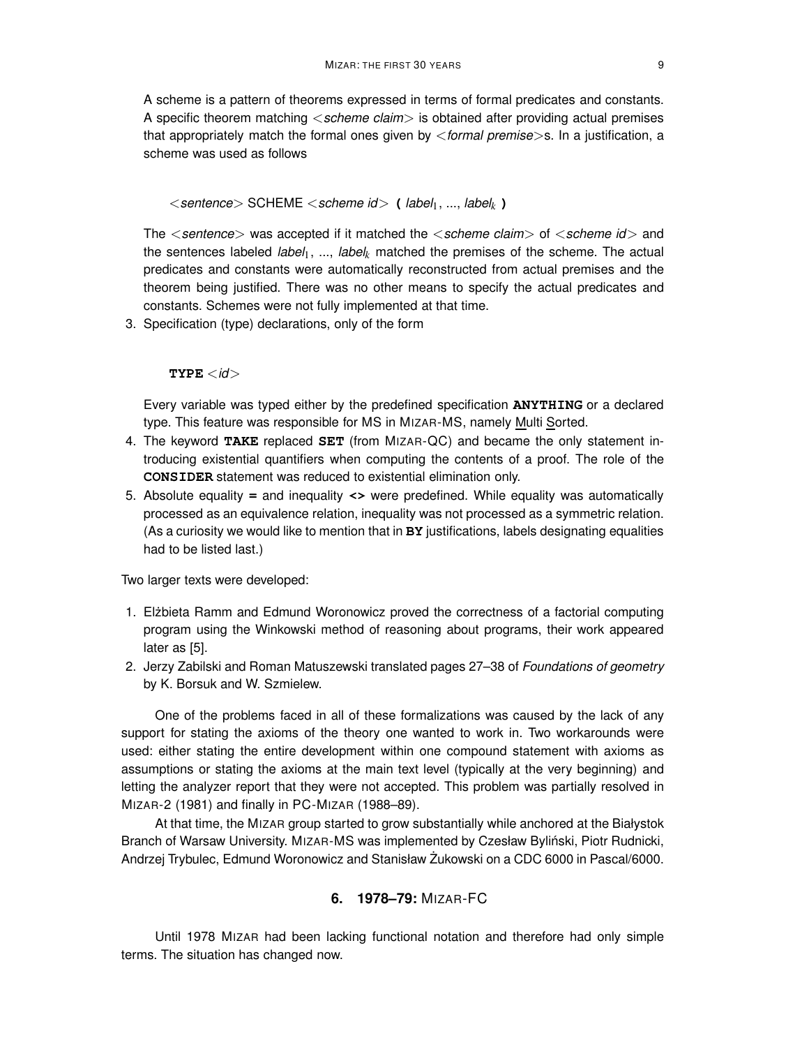A scheme is a pattern of theorems expressed in terms of formal predicates and constants. A specific theorem matching <*scheme claim*> is obtained after providing actual premises that appropriately match the formal ones given by <*formal premise*>s. In a justification, a scheme was used as follows

<*sentence*> SCHEME <*scheme id*> **(** *label*$_1$, ..., *label*$_k$ **)**

The <*sentence*> was accepted if it matched the <*scheme claim*> of <*scheme id*> and the sentences labeled *label*$_1$, ..., *label*$_k$ matched the premises of the scheme. The actual predicates and constants were automatically reconstructed from actual premises and the theorem being justified. There was no other means to specify the actual predicates and constants. Schemes were not fully implemented at that time.

3. Specification (type) declarations, only of the form

   **TYPE** <*id*>

   Every variable was typed either by the predefined specification **ANYTHING** or a declared type. This feature was responsible for MS in MIZAR-MS, namely Multi Sorted.

4. The keyword **TAKE** replaced **SET** (from MIZAR-QC) and became the only statement introducing existential quantifiers when computing the contents of a proof. The role of the **CONSIDER** statement was reduced to existential elimination only.
5. Absolute equality **=** and inequality **<>** were predefined. While equality was automatically processed as an equivalence relation, inequality was not processed as a symmetric relation. (As a curiosity we would like to mention that in **BY** justifications, labels designating equalities had to be listed last.)

Two larger texts were developed:

1. Elżbieta Ramm and Edmund Woronowicz proved the correctness of a factorial computing program using the Winkowski method of reasoning about programs, their work appeared later as [5].
2. Jerzy Zabilski and Roman Matuszewski translated pages 27–38 of *Foundations of geometry* by K. Borsuk and W. Szmielew.

One of the problems faced in all of these formalizations was caused by the lack of any support for stating the axioms of the theory one wanted to work in. Two workarounds were used: either stating the entire development within one compound statement with axioms as assumptions or stating the axioms at the main text level (typically at the very beginning) and letting the analyzer report that they were not accepted. This problem was partially resolved in MIZAR-2 (1981) and finally in PC-MIZAR (1988–89).

At that time, the MIZAR group started to grow substantially while anchored at the Białystok Branch of Warsaw University. MIZAR-MS was implemented by Czesław Byliński, Piotr Rudnicki, Andrzej Trybulec, Edmund Woronowicz and Stanisław Żukowski on a CDC 6000 in Pascal/6000.

## 6. 1978–79: MIZAR-FC

Until 1978 MIZAR had been lacking functional notation and therefore had only simple terms. The situation has changed now.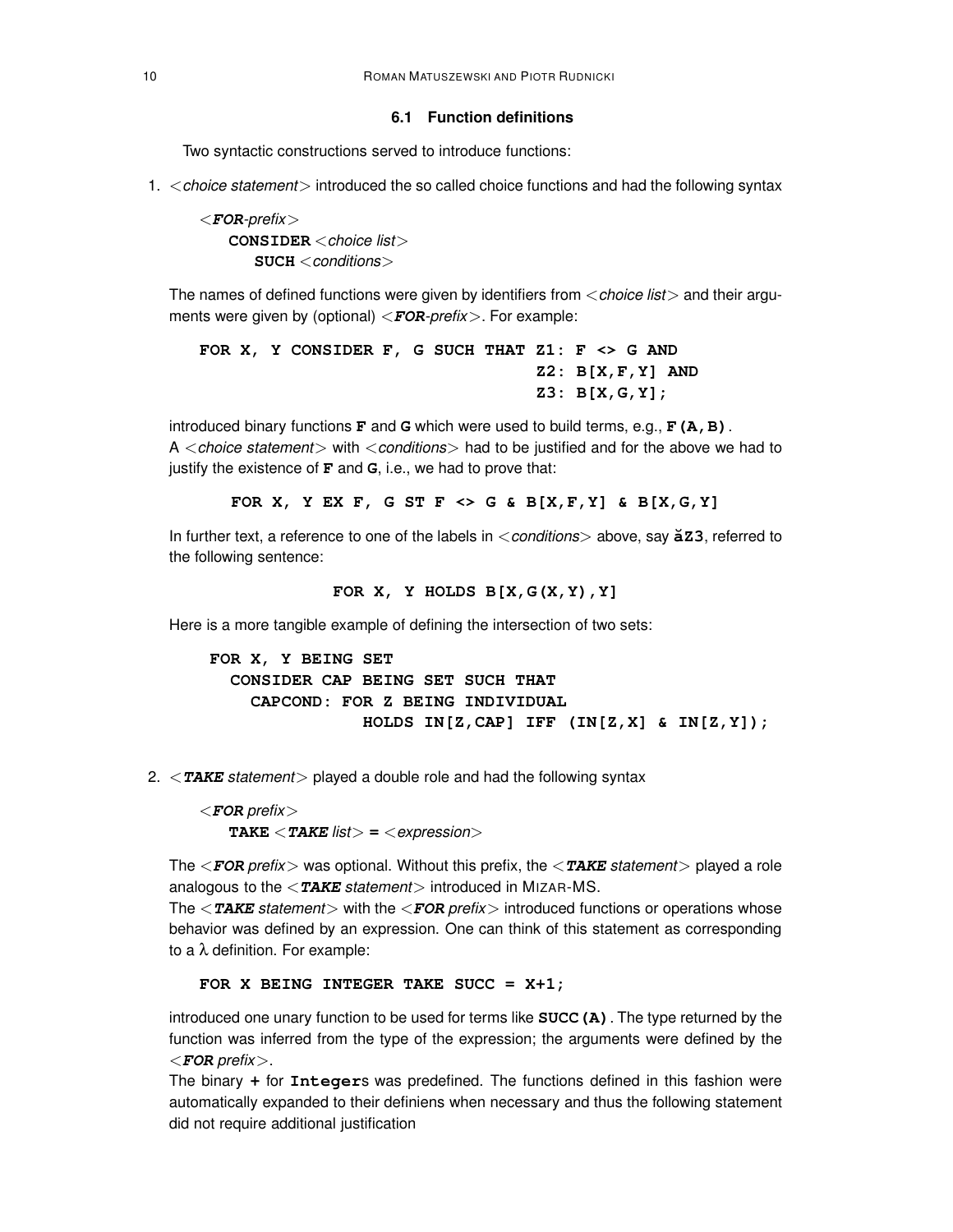### 6.1 Function definitions

Two syntactic constructions served to introduce functions:

1. <*choice statement*> introduced the so called choice functions and had the following syntax

   <***FOR**-prefix*>
   **CONSIDER** <*choice list*>
   **SUCH** <*conditions*>

   The names of defined functions were given by identifiers from <*choice list*> and their arguments were given by (optional) <***FOR**-prefix*>. For example:

   ```
   FOR X, Y CONSIDER F, G SUCH THAT Z1: F <> G AND
                                    Z2: B[X,F,Y] AND
                                    Z3: B[X,G,Y];
   ```

   introduced binary functions **F** and **G** which were used to build terms, e.g., **F(A,B)**.
   A <*choice statement*> with <*conditions*> had to be justified and for the above we had to justify the existence of **F** and **G**, i.e., we had to prove that:

   ```
   FOR X, Y EX F, G ST F <> G & B[X,F,Y] & B[X,G,Y]
   ```

   In further text, a reference to one of the labels in <*conditions*> above, say **ăZ3**, referred to the following sentence:

   ```
   FOR X, Y HOLDS B[X,G(X,Y),Y]
   ```

   Here is a more tangible example of defining the intersection of two sets:

   ```
   FOR X, Y BEING SET
     CONSIDER CAP BEING SET SUCH THAT
       CAPCOND: FOR Z BEING INDIVIDUAL
                  HOLDS IN[Z,CAP] IFF (IN[Z,X] & IN[Z,Y]);
   ```

2. <***TAKE** statement*> played a double role and had the following syntax

   <***FOR** prefix*>
   **TAKE** <***TAKE** list*> **=** <*expression*>

   The <***FOR** prefix*> was optional. Without this prefix, the <***TAKE** statement*> played a role analogous to the <***TAKE** statement*> introduced in MIZAR-MS.
   The <***TAKE** statement*> with the <***FOR** prefix*> introduced functions or operations whose behavior was defined by an expression. One can think of this statement as corresponding to a $\lambda$ definition. For example:

   ```
   FOR X BEING INTEGER TAKE SUCC = X+1;
   ```

   introduced one unary function to be used for terms like **SUCC(A)**. The type returned by the function was inferred from the type of the expression; the arguments were defined by the <***FOR** prefix*>.
   The binary **+** for **Integer**s was predefined. The functions defined in this fashion were automatically expanded to their definiens when necessary and thus the following statement did not require additional justification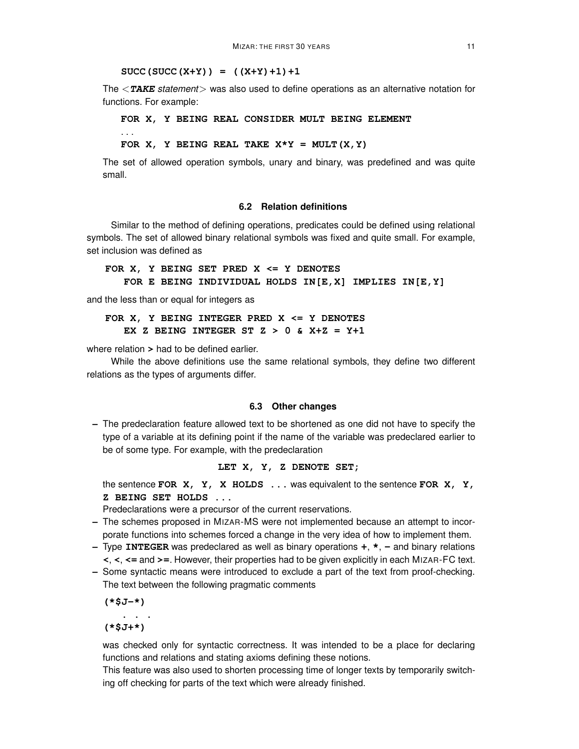```
SUCC(SUCC(X+Y)) = ((X+Y)+1)+1
```

The <***TAKE*** *statement*> was also used to define operations as an alternative notation for functions. For example:

```
FOR X, Y BEING REAL CONSIDER MULT BEING ELEMENT
...
FOR X, Y BEING REAL TAKE X*Y = MULT(X,Y)
```

The set of allowed operation symbols, unary and binary, was predefined and was quite small.

### 6.2 Relation definitions

Similar to the method of defining operations, predicates could be defined using relational symbols. The set of allowed binary relational symbols was fixed and quite small. For example, set inclusion was defined as

```
FOR X, Y BEING SET PRED X <= Y DENOTES
    FOR E BEING INDIVIDUAL HOLDS IN[E,X] IMPLIES IN[E,Y]
```

and the less than or equal for integers as

```
FOR X, Y BEING INTEGER PRED X <= Y DENOTES
    EX Z BEING INTEGER ST Z > 0 & X+Z = Y+1
```

where relation **>** had to be defined earlier.

While the above definitions use the same relational symbols, they define two different relations as the types of arguments differ.

### 6.3 Other changes

- The predeclaration feature allowed text to be shortened as one did not have to specify the type of a variable at its defining point if the name of the variable was predeclared earlier to be of some type. For example, with the predeclaration

  ```
  LET X, Y, Z DENOTE SET;
  ```

  the sentence **FOR X, Y, X HOLDS ...** was equivalent to the sentence **FOR X, Y, Z BEING SET HOLDS ...**

  Predeclarations were a precursor of the current reservations.
- The schemes proposed in MIZAR-MS were not implemented because an attempt to incorporate functions into schemes forced a change in the very idea of how to implement them.
- Type **INTEGER** was predeclared as well as binary operations **+**, **\***, **–** and binary relations **<**, **<**, **<=** and **>=**. However, their properties had to be given explicitly in each MIZAR-FC text.
- Some syntactic means were introduced to exclude a part of the text from proof-checking. The text between the following pragmatic comments

  ```
  (*$J-*)
    . . .
  (*$J+*)
  ```

  was checked only for syntactic correctness. It was intended to be a place for declaring functions and relations and stating axioms defining these notions.

  This feature was also used to shorten processing time of longer texts by temporarily switching off checking for parts of the text which were already finished.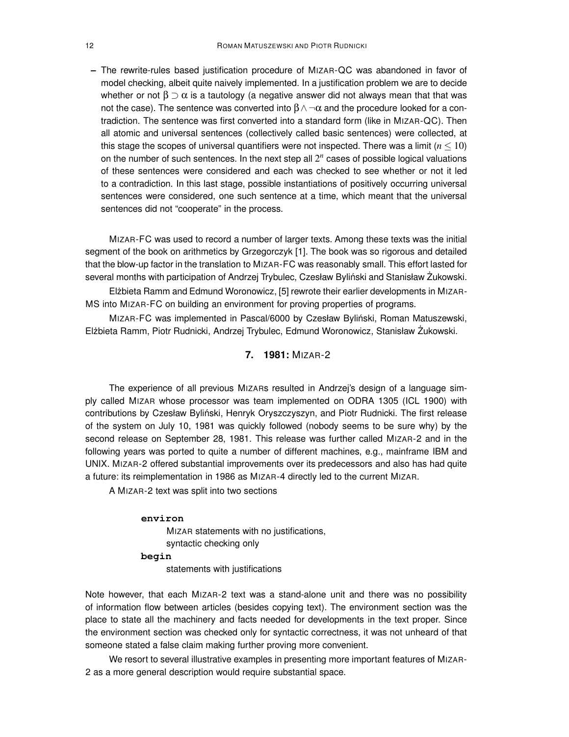- The rewrite-rules based justification procedure of MIZAR-QC was abandoned in favor of model checking, albeit quite naively implemented. In a justification problem we are to decide whether or not $\beta \supset \alpha$ is a tautology (a negative answer did not always mean that that was not the case). The sentence was converted into $\beta \wedge \neg\alpha$ and the procedure looked for a contradiction. The sentence was first converted into a standard form (like in MIZAR-QC). Then all atomic and universal sentences (collectively called basic sentences) were collected, at this stage the scopes of universal quantifiers were not inspected. There was a limit ($n \leq 10$) on the number of such sentences. In the next step all $2^n$ cases of possible logical valuations of these sentences were considered and each was checked to see whether or not it led to a contradiction. In this last stage, possible instantiations of positively occurring universal sentences were considered, one such sentence at a time, which meant that the universal sentences did not "cooperate" in the process.

MIZAR-FC was used to record a number of larger texts. Among these texts was the initial segment of the book on arithmetics by Grzegorczyk [1]. The book was so rigorous and detailed that the blow-up factor in the translation to MIZAR-FC was reasonably small. This effort lasted for several months with participation of Andrzej Trybulec, Czesław Byliński and Stanisław Żukowski.

Elżbieta Ramm and Edmund Woronowicz, [5] rewrote their earlier developments in MIZAR-MS into MIZAR-FC on building an environment for proving properties of programs.

MIZAR-FC was implemented in Pascal/6000 by Czesław Byliński, Roman Matuszewski, Elżbieta Ramm, Piotr Rudnicki, Andrzej Trybulec, Edmund Woronowicz, Stanisław Żukowski.

## 7. 1981: MIZAR-2

The experience of all previous MIZARs resulted in Andrzej's design of a language simply called MIZAR whose processor was team implemented on ODRA 1305 (ICL 1900) with contributions by Czesław Byliński, Henryk Oryszczyszyn, and Piotr Rudnicki. The first release of the system on July 10, 1981 was quickly followed (nobody seems to be sure why) by the second release on September 28, 1981. This release was further called MIZAR-2 and in the following years was ported to quite a number of different machines, e.g., mainframe IBM and UNIX. MIZAR-2 offered substantial improvements over its predecessors and also has had quite a future: its reimplementation in 1986 as MIZAR-4 directly led to the current MIZAR.

A MIZAR-2 text was split into two sections

```
environ
      MIZAR statements with no justifications,
      syntactic checking only
begin
      statements with justifications
```

Note however, that each MIZAR-2 text was a stand-alone unit and there was no possibility of information flow between articles (besides copying text). The environment section was the place to state all the machinery and facts needed for developments in the text proper. Since the environment section was checked only for syntactic correctness, it was not unheard of that someone stated a false claim making further proving more convenient.

We resort to several illustrative examples in presenting more important features of MIZAR-2 as a more general description would require substantial space.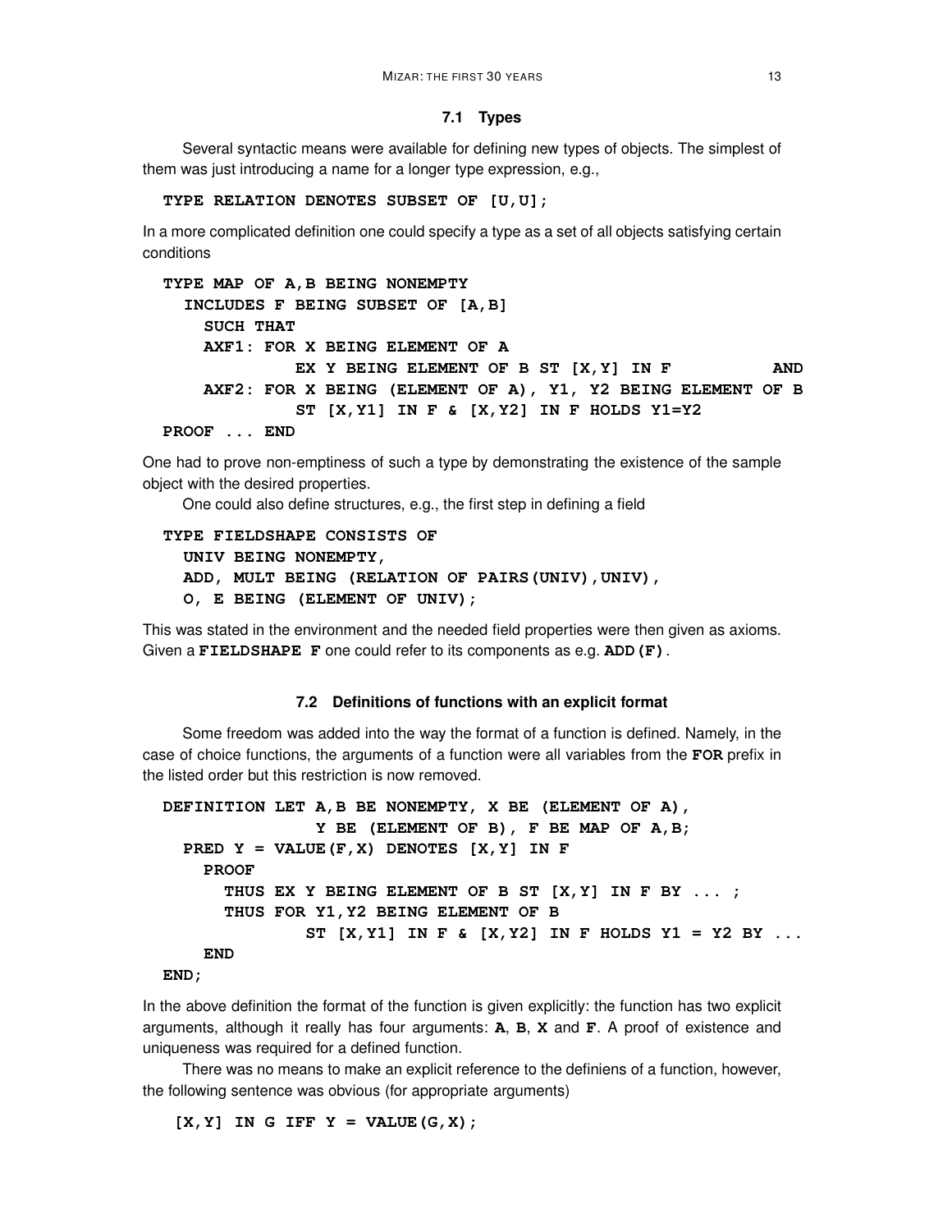### 7.1 Types

Several syntactic means were available for defining new types of objects. The simplest of them was just introducing a name for a longer type expression, e.g.,

```
TYPE RELATION DENOTES SUBSET OF [U,U];
```

In a more complicated definition one could specify a type as a set of all objects satisfying certain conditions

```
TYPE MAP OF A,B BEING NONEMPTY
  INCLUDES F BEING SUBSET OF [A,B]
    SUCH THAT
    AXF1: FOR X BEING ELEMENT OF A
             EX Y BEING ELEMENT OF B ST [X,Y] IN F          AND
    AXF2: FOR X BEING (ELEMENT OF A), Y1, Y2 BEING ELEMENT OF B
             ST [X,Y1] IN F & [X,Y2] IN F HOLDS Y1=Y2
PROOF ... END
```

One had to prove non-emptiness of such a type by demonstrating the existence of the sample object with the desired properties.

One could also define structures, e.g., the first step in defining a field

```
TYPE FIELDSHAPE CONSISTS OF
  UNIV BEING NONEMPTY,
  ADD, MULT BEING (RELATION OF PAIRS(UNIV),UNIV),
  O, E BEING (ELEMENT OF UNIV);
```

This was stated in the environment and the needed field properties were then given as axioms. Given a **FIELDSHAPE F** one could refer to its components as e.g. **ADD(F)**.

### 7.2 Definitions of functions with an explicit format

Some freedom was added into the way the format of a function is defined. Namely, in the case of choice functions, the arguments of a function were all variables from the **FOR** prefix in the listed order but this restriction is now removed.

```
DEFINITION LET A,B BE NONEMPTY, X BE (ELEMENT OF A),
               Y BE (ELEMENT OF B), F BE MAP OF A,B;
  PRED Y = VALUE(F,X) DENOTES [X,Y] IN F
    PROOF
      THUS EX Y BEING ELEMENT OF B ST [X,Y] IN F BY ... ;
      THUS FOR Y1,Y2 BEING ELEMENT OF B
              ST [X,Y1] IN F & [X,Y2] IN F HOLDS Y1 = Y2 BY ...
    END
END;
```

In the above definition the format of the function is given explicitly: the function has two explicit arguments, although it really has four arguments: **A**, **B**, **X** and **F**. A proof of existence and uniqueness was required for a defined function.

There was no means to make an explicit reference to the definiens of a function, however, the following sentence was obvious (for appropriate arguments)

```
[X,Y] IN G IFF Y = VALUE(G,X);
```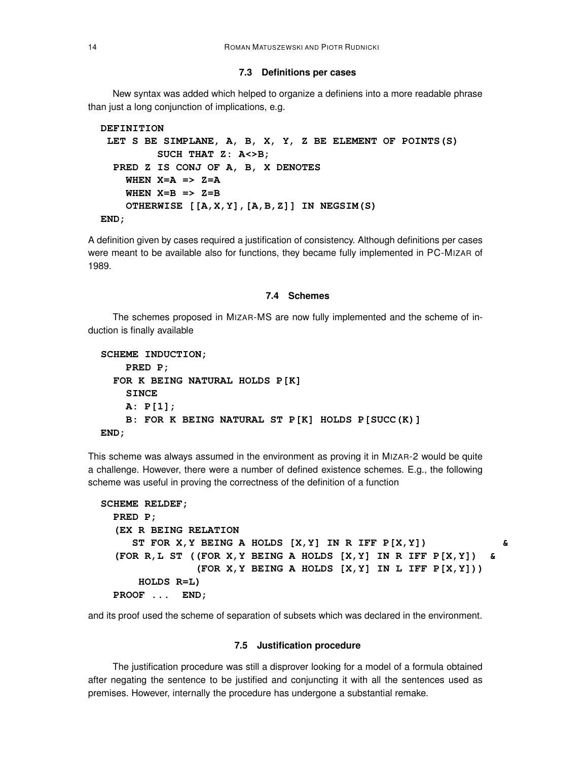### 7.3 Definitions per cases

New syntax was added which helped to organize a definiens into a more readable phrase than just a long conjunction of implications, e.g.

```
DEFINITION
 LET S BE SIMPLANE, A, B, X, Y, Z BE ELEMENT OF POINTS(S)
        SUCH THAT Z: A<>B;
  PRED Z IS CONJ OF A, B, X DENOTES
    WHEN X=A => Z=A
    WHEN X=B => Z=B
    OTHERWISE [[A,X,Y],[A,B,Z]] IN NEGSIM(S)
END;
```

A definition given by cases required a justification of consistency. Although definitions per cases were meant to be available also for functions, they became fully implemented in PC-MIZAR of 1989.

### 7.4 Schemes

The schemes proposed in MIZAR-MS are now fully implemented and the scheme of induction is finally available

```
SCHEME INDUCTION;
    PRED P;
  FOR K BEING NATURAL HOLDS P[K]
    SINCE
    A: P[1];
    B: FOR K BEING NATURAL ST P[K] HOLDS P[SUCC(K)]
END;
```

This scheme was always assumed in the environment as proving it in MIZAR-2 would be quite a challenge. However, there were a number of defined existence schemes. E.g., the following scheme was useful in proving the correctness of the definition of a function

```
SCHEME RELDEF;
  PRED P;
  (EX R BEING RELATION
     ST FOR X,Y BEING A HOLDS [X,Y] IN R IFF P[X,Y])          &
  (FOR R,L ST ((FOR X,Y BEING A HOLDS [X,Y] IN R IFF P[X,Y])  &
              (FOR X,Y BEING A HOLDS [X,Y] IN L IFF P[X,Y]))
      HOLDS R=L)
  PROOF ...  END;
```

and its proof used the scheme of separation of subsets which was declared in the environment.

### 7.5 Justification procedure

The justification procedure was still a disprover looking for a model of a formula obtained after negating the sentence to be justified and conjuncting it with all the sentences used as premises. However, internally the procedure has undergone a substantial remake.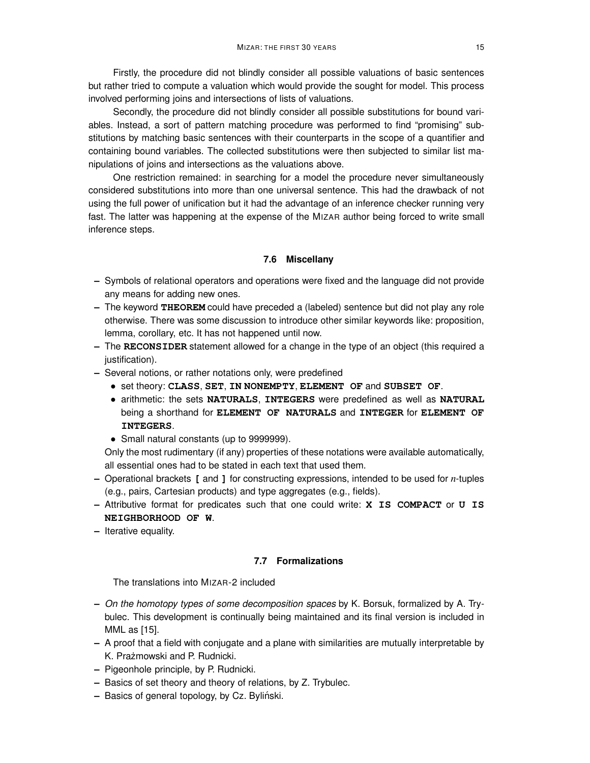Firstly, the procedure did not blindly consider all possible valuations of basic sentences but rather tried to compute a valuation which would provide the sought for model. This process involved performing joins and intersections of lists of valuations.

Secondly, the procedure did not blindly consider all possible substitutions for bound variables. Instead, a sort of pattern matching procedure was performed to find "promising" substitutions by matching basic sentences with their counterparts in the scope of a quantifier and containing bound variables. The collected substitutions were then subjected to similar list manipulations of joins and intersections as the valuations above.

One restriction remained: in searching for a model the procedure never simultaneously considered substitutions into more than one universal sentence. This had the drawback of not using the full power of unification but it had the advantage of an inference checker running very fast. The latter was happening at the expense of the MIZAR author being forced to write small inference steps.

### 7.6 Miscellany

- Symbols of relational operators and operations were fixed and the language did not provide any means for adding new ones.
- The keyword **THEOREM** could have preceded a (labeled) sentence but did not play any role otherwise. There was some discussion to introduce other similar keywords like: proposition, lemma, corollary, etc. It has not happened until now.
- The **RECONSIDER** statement allowed for a change in the type of an object (this required a justification).
- Several notions, or rather notations only, were predefined
  - set theory: **CLASS**, **SET**, **IN NONEMPTY**, **ELEMENT OF** and **SUBSET OF**.
  - arithmetic: the sets **NATURALS**, **INTEGERS** were predefined as well as **NATURAL** being a shorthand for **ELEMENT OF NATURALS** and **INTEGER** for **ELEMENT OF INTEGERS**.
  - Small natural constants (up to 9999999).

  Only the most rudimentary (if any) properties of these notations were available automatically, all essential ones had to be stated in each text that used them.
- Operational brackets **[** and **]** for constructing expressions, intended to be used for $n$-tuples (e.g., pairs, Cartesian products) and type aggregates (e.g., fields).
- Attributive format for predicates such that one could write: **X IS COMPACT** or **U IS NEIGHBORHOOD OF W**.
- Iterative equality.

### 7.7 Formalizations

The translations into MIZAR-2 included

- *On the homotopy types of some decomposition spaces* by K. Borsuk, formalized by A. Trybulec. This development is continually being maintained and its final version is included in MML as [15].
- A proof that a field with conjugate and a plane with similarities are mutually interpretable by K. Prażmowski and P. Rudnicki.
- Pigeonhole principle, by P. Rudnicki.
- Basics of set theory and theory of relations, by Z. Trybulec.
- Basics of general topology, by Cz. Byliński.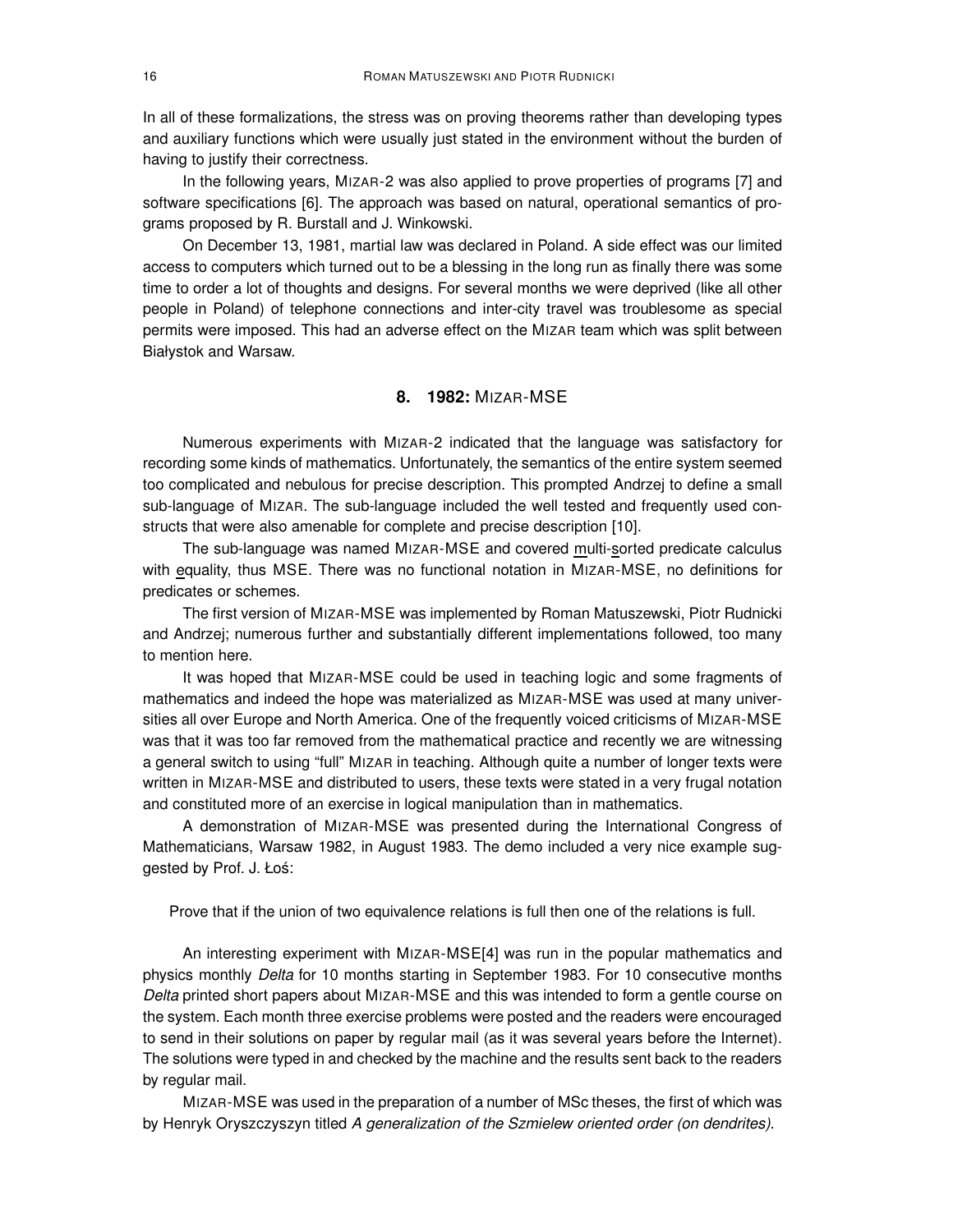In all of these formalizations, the stress was on proving theorems rather than developing types and auxiliary functions which were usually just stated in the environment without the burden of having to justify their correctness.

In the following years, MIZAR-2 was also applied to prove properties of programs [7] and software specifications [6]. The approach was based on natural, operational semantics of programs proposed by R. Burstall and J. Winkowski.

On December 13, 1981, martial law was declared in Poland. A side effect was our limited access to computers which turned out to be a blessing in the long run as finally there was some time to order a lot of thoughts and designs. For several months we were deprived (like all other people in Poland) of telephone connections and inter-city travel was troublesome as special permits were imposed. This had an adverse effect on the MIZAR team which was split between Białystok and Warsaw.

## 8. 1982: MIZAR-MSE

Numerous experiments with MIZAR-2 indicated that the language was satisfactory for recording some kinds of mathematics. Unfortunately, the semantics of the entire system seemed too complicated and nebulous for precise description. This prompted Andrzej to define a small sub-language of MIZAR. The sub-language included the well tested and frequently used constructs that were also amenable for complete and precise description [10].

The sub-language was named MIZAR-MSE and covered multi-sorted predicate calculus with equality, thus MSE. There was no functional notation in MIZAR-MSE, no definitions for predicates or schemes.

The first version of MIZAR-MSE was implemented by Roman Matuszewski, Piotr Rudnicki and Andrzej; numerous further and substantially different implementations followed, too many to mention here.

It was hoped that MIZAR-MSE could be used in teaching logic and some fragments of mathematics and indeed the hope was materialized as MIZAR-MSE was used at many universities all over Europe and North America. One of the frequently voiced criticisms of MIZAR-MSE was that it was too far removed from the mathematical practice and recently we are witnessing a general switch to using "full" MIZAR in teaching. Although quite a number of longer texts were written in MIZAR-MSE and distributed to users, these texts were stated in a very frugal notation and constituted more of an exercise in logical manipulation than in mathematics.

A demonstration of MIZAR-MSE was presented during the International Congress of Mathematicians, Warsaw 1982, in August 1983. The demo included a very nice example suggested by Prof. J. Łoś:

> Prove that if the union of two equivalence relations is full then one of the relations is full.

An interesting experiment with MIZAR-MSE[4] was run in the popular mathematics and physics monthly *Delta* for 10 months starting in September 1983. For 10 consecutive months *Delta* printed short papers about MIZAR-MSE and this was intended to form a gentle course on the system. Each month three exercise problems were posted and the readers were encouraged to send in their solutions on paper by regular mail (as it was several years before the Internet). The solutions were typed in and checked by the machine and the results sent back to the readers by regular mail.

MIZAR-MSE was used in the preparation of a number of MSc theses, the first of which was by Henryk Oryszczyszyn titled *A generalization of the Szmielew oriented order (on dendrites)*.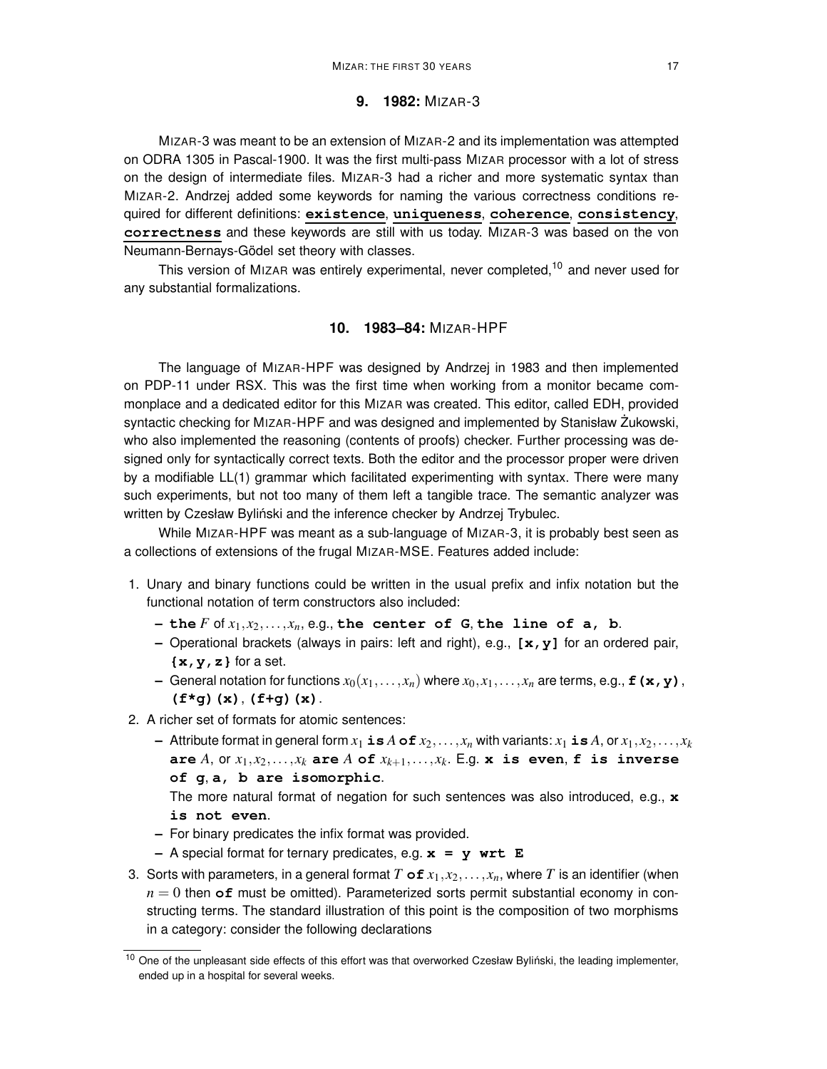## 9. 1982: MIZAR-3

MIZAR-3 was meant to be an extension of MIZAR-2 and its implementation was attempted on ODRA 1305 in Pascal-1900. It was the first multi-pass MIZAR processor with a lot of stress on the design of intermediate files. MIZAR-3 had a richer and more systematic syntax than MIZAR-2. Andrzej added some keywords for naming the various correctness conditions required for different definitions: **existence**, **uniqueness**, **coherence**, **consistency**, **correctness** and these keywords are still with us today. MIZAR-3 was based on the von Neumann-Bernays-Gödel set theory with classes.

This version of MIZAR was entirely experimental, never completed,[10] and never used for any substantial formalizations.

## 10. 1983–84: MIZAR-HPF

The language of MIZAR-HPF was designed by Andrzej in 1983 and then implemented on PDP-11 under RSX. This was the first time when working from a monitor became commonplace and a dedicated editor for this MIZAR was created. This editor, called EDH, provided syntactic checking for MIZAR-HPF and was designed and implemented by Stanisław Żukowski, who also implemented the reasoning (contents of proofs) checker. Further processing was designed only for syntactically correct texts. Both the editor and the processor proper were driven by a modifiable LL(1) grammar which facilitated experimenting with syntax. There were many such experiments, but not too many of them left a tangible trace. The semantic analyzer was written by Czesław Byliński and the inference checker by Andrzej Trybulec.

While MIZAR-HPF was meant as a sub-language of MIZAR-3, it is probably best seen as a collections of extensions of the frugal MIZAR-MSE. Features added include:

1. Unary and binary functions could be written in the usual prefix and infix notation but the functional notation of term constructors also included:
   - **the** $F$ of $x_1, x_2, \ldots, x_n$, e.g., **the center of G**, **the line of a, b**.
   - Operational brackets (always in pairs: left and right), e.g., **[x,y]** for an ordered pair, **{x,y,z}** for a set.
   - General notation for functions $x_0(x_1, \ldots, x_n)$ where $x_0, x_1, \ldots, x_n$ are terms, e.g., **f(x,y)**, **(f*g)(x)**, **(f+g)(x)**.
2. A richer set of formats for atomic sentences:
   - Attribute format in general form $x_1$ **is** $A$ **of** $x_2, \ldots, x_n$ with variants: $x_1$ **is** $A$, or $x_1, x_2, \ldots, x_k$ **are** $A$, or $x_1, x_2, \ldots, x_k$ **are** $A$ **of** $x_{k+1}, \ldots, x_k$. E.g. **x is even**, **f is inverse of g**, **a, b are isomorphic**.
     The more natural format of negation for such sentences was also introduced, e.g., **x is not even**.
   - For binary predicates the infix format was provided.
   - A special format for ternary predicates, e.g. **x = y wrt E**
3. Sorts with parameters, in a general format $T$ **of** $x_1, x_2, \ldots, x_n$, where $T$ is an identifier (when $n = 0$ then **of** must be omitted). Parameterized sorts permit substantial economy in constructing terms. The standard illustration of this point is the composition of two morphisms in a category: consider the following declarations

[10] One of the unpleasant side effects of this effort was that overworked Czesław Byliński, the leading implementer, ended up in a hospital for several weeks.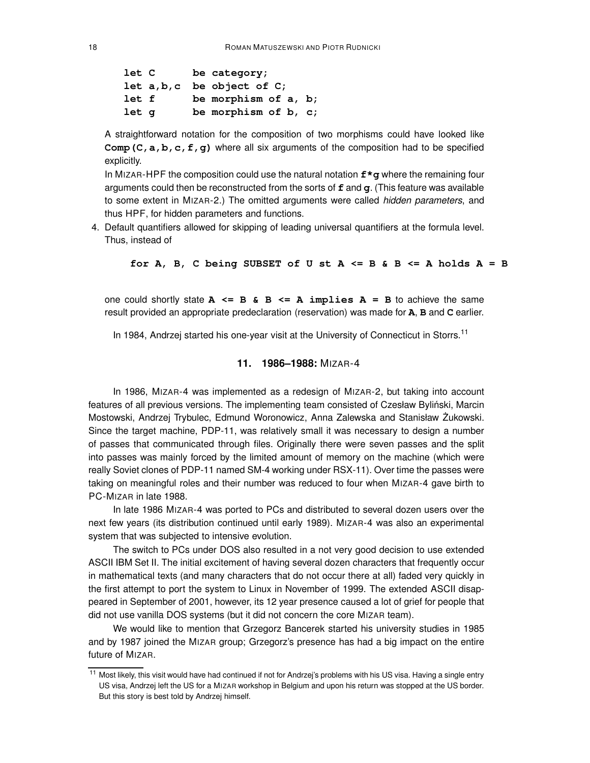```
let C      be category;
let a,b,c  be object of C;
let f      be morphism of a, b;
let g      be morphism of b, c;
```

A straightforward notation for the composition of two morphisms could have looked like **Comp(C,a,b,c,f,g)** where all six arguments of the composition had to be specified explicitly.

In MIZAR-HPF the composition could use the natural notation **f*g** where the remaining four arguments could then be reconstructed from the sorts of **f** and **g**. (This feature was available to some extent in MIZAR-2.) The omitted arguments were called *hidden parameters*, and thus HPF, for hidden parameters and functions.

4. Default quantifiers allowed for skipping of leading universal quantifiers at the formula level. Thus, instead of

   ```
   for A, B, C being SUBSET of U st A <= B & B <= A holds A = B
   ```

   one could shortly state **A <= B & B <= A implies A = B** to achieve the same result provided an appropriate predeclaration (reservation) was made for **A**, **B** and **C** earlier.

In 1984, Andrzej started his one-year visit at the University of Connecticut in Storrs.[11]

## 11. 1986–1988: MIZAR-4

In 1986, MIZAR-4 was implemented as a redesign of MIZAR-2, but taking into account features of all previous versions. The implementing team consisted of Czesław Byliński, Marcin Mostowski, Andrzej Trybulec, Edmund Woronowicz, Anna Zalewska and Stanisław Żukowski. Since the target machine, PDP-11, was relatively small it was necessary to design a number of passes that communicated through files. Originally there were seven passes and the split into passes was mainly forced by the limited amount of memory on the machine (which were really Soviet clones of PDP-11 named SM-4 working under RSX-11). Over time the passes were taking on meaningful roles and their number was reduced to four when MIZAR-4 gave birth to PC-MIZAR in late 1988.

In late 1986 MIZAR-4 was ported to PCs and distributed to several dozen users over the next few years (its distribution continued until early 1989). MIZAR-4 was also an experimental system that was subjected to intensive evolution.

The switch to PCs under DOS also resulted in a not very good decision to use extended ASCII IBM Set II. The initial excitement of having several dozen characters that frequently occur in mathematical texts (and many characters that do not occur there at all) faded very quickly in the first attempt to port the system to Linux in November of 1999. The extended ASCII disappeared in September of 2001, however, its 12 year presence caused a lot of grief for people that did not use vanilla DOS systems (but it did not concern the core MIZAR team).

We would like to mention that Grzegorz Bancerek started his university studies in 1985 and by 1987 joined the MIZAR group; Grzegorz's presence has had a big impact on the entire future of MIZAR.

---

[11] Most likely, this visit would have had continued if not for Andrzej's problems with his US visa. Having a single entry US visa, Andrzej left the US for a MIZAR workshop in Belgium and upon his return was stopped at the US border. But this story is best told by Andrzej himself.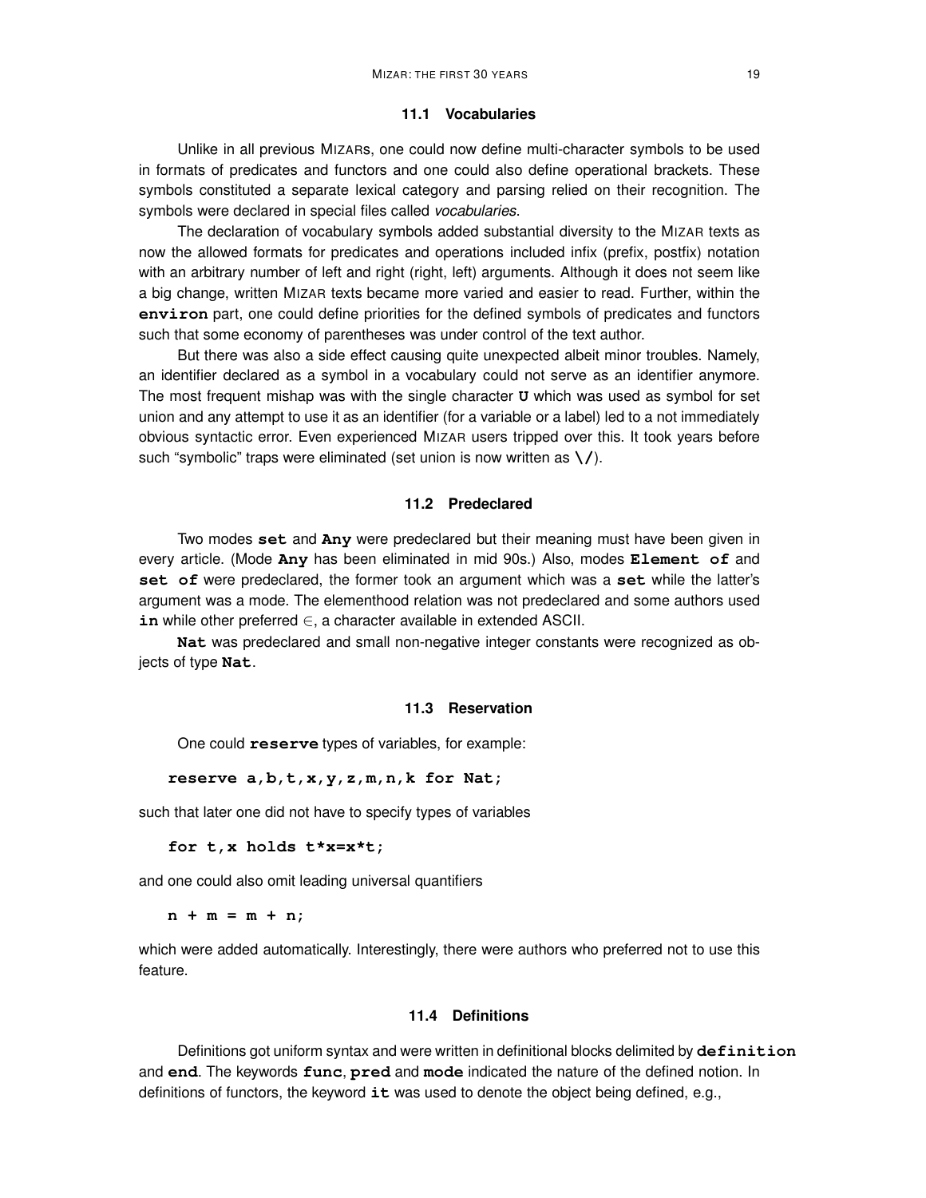### 11.1 Vocabularies

Unlike in all previous MIZARs, one could now define multi-character symbols to be used in formats of predicates and functors and one could also define operational brackets. These symbols constituted a separate lexical category and parsing relied on their recognition. The symbols were declared in special files called *vocabularies*.

The declaration of vocabulary symbols added substantial diversity to the MIZAR texts as now the allowed formats for predicates and operations included infix (prefix, postfix) notation with an arbitrary number of left and right (right, left) arguments. Although it does not seem like a big change, written MIZAR texts became more varied and easier to read. Further, within the **environ** part, one could define priorities for the defined symbols of predicates and functors such that some economy of parentheses was under control of the text author.

But there was also a side effect causing quite unexpected albeit minor troubles. Namely, an identifier declared as a symbol in a vocabulary could not serve as an identifier anymore. The most frequent mishap was with the single character **U** which was used as symbol for set union and any attempt to use it as an identifier (for a variable or a label) led to a not immediately obvious syntactic error. Even experienced MIZAR users tripped over this. It took years before such "symbolic" traps were eliminated (set union is now written as **\/**).

### 11.2 Predeclared

Two modes **set** and **Any** were predeclared but their meaning must have been given in every article. (Mode **Any** has been eliminated in mid 90s.) Also, modes **Element of** and **set of** were predeclared, the former took an argument which was a **set** while the latter's argument was a mode. The elementhood relation was not predeclared and some authors used **in** while other preferred $\in$, a character available in extended ASCII.

**Nat** was predeclared and small non-negative integer constants were recognized as objects of type **Nat**.

### 11.3 Reservation

One could **reserve** types of variables, for example:

```
reserve a,b,t,x,y,z,m,n,k for Nat;
```

such that later one did not have to specify types of variables

```
for t,x holds t*x=x*t;
```

and one could also omit leading universal quantifiers

```
n + m = m + n;
```

which were added automatically. Interestingly, there were authors who preferred not to use this feature.

### 11.4 Definitions

Definitions got uniform syntax and were written in definitional blocks delimited by **definition** and **end**. The keywords **func**, **pred** and **mode** indicated the nature of the defined notion. In definitions of functors, the keyword **it** was used to denote the object being defined, e.g.,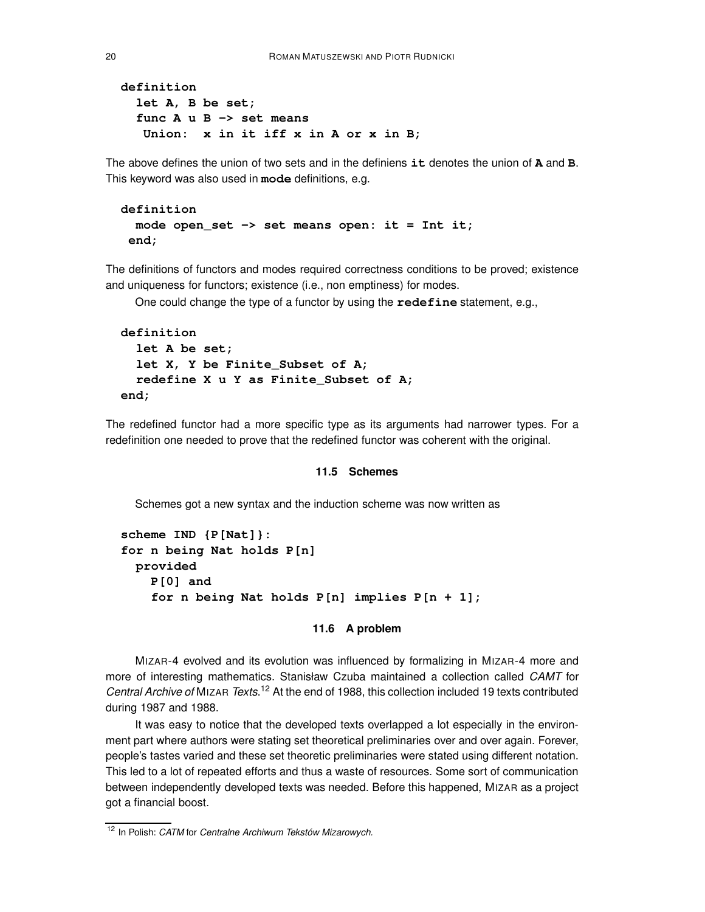```
definition
  let A, B be set;
  func A u B -> set means
   Union:  x in it iff x in A or x in B;
```

The above defines the union of two sets and in the definiens **it** denotes the union of **A** and **B**. This keyword was also used in **mode** definitions, e.g.

```
definition
  mode open_set -> set means open: it = Int it;
 end;
```

The definitions of functors and modes required correctness conditions to be proved; existence and uniqueness for functors; existence (i.e., non emptiness) for modes.

One could change the type of a functor by using the **redefine** statement, e.g.,

```
definition
  let A be set;
  let X, Y be Finite_Subset of A;
  redefine X u Y as Finite_Subset of A;
end;
```

The redefined functor had a more specific type as its arguments had narrower types. For a redefinition one needed to prove that the redefined functor was coherent with the original.

### 11.5 Schemes

Schemes got a new syntax and the induction scheme was now written as

```
scheme IND {P[Nat]}:
for n being Nat holds P[n]
  provided
    P[0] and
    for n being Nat holds P[n] implies P[n + 1];
```

### 11.6 A problem

MIZAR-4 evolved and its evolution was influenced by formalizing in MIZAR-4 more and more of interesting mathematics. Stanisław Czuba maintained a collection called *CAMT* for *Central Archive of* MIZAR *Texts*.[12] At the end of 1988, this collection included 19 texts contributed during 1987 and 1988.

It was easy to notice that the developed texts overlapped a lot especially in the environment part where authors were stating set theoretical preliminaries over and over again. Forever, people's tastes varied and these set theoretic preliminaries were stated using different notation. This led to a lot of repeated efforts and thus a waste of resources. Some sort of communication between independently developed texts was needed. Before this happened, MIZAR as a project got a financial boost.

---

[12] In Polish: *CATM* for *Centralne Archiwum Tekstów Mizarowych.*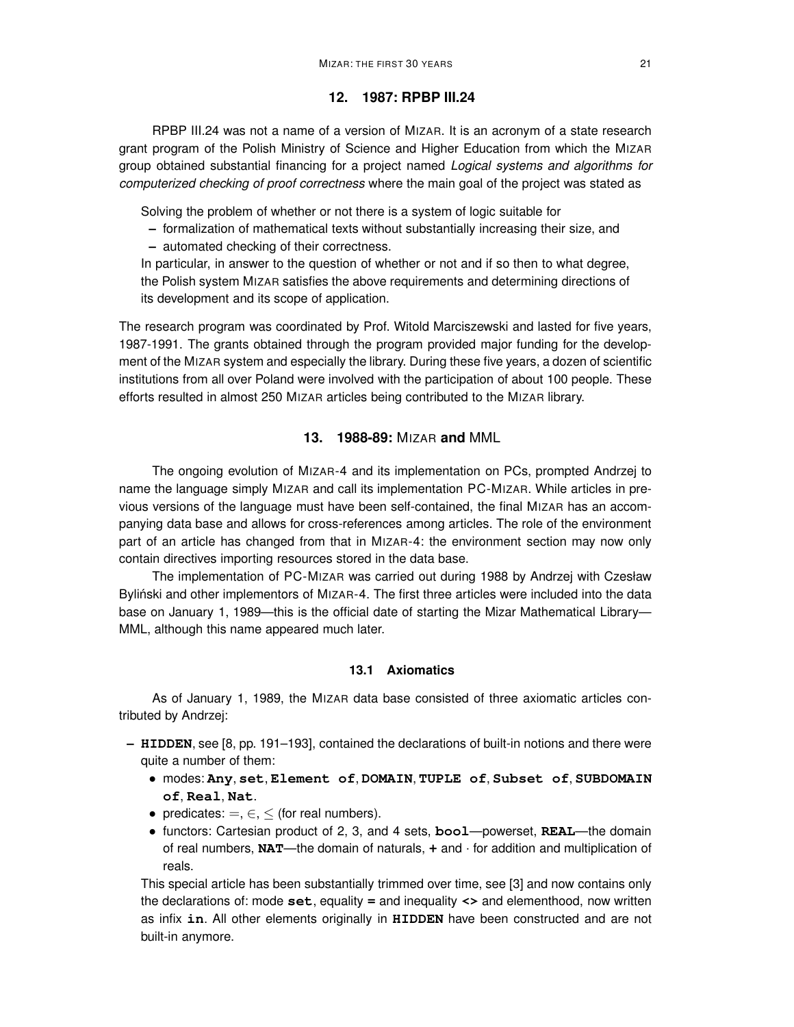## 12. 1987: RPBP III.24

RPBP III.24 was not a name of a version of MIZAR. It is an acronym of a state research grant program of the Polish Ministry of Science and Higher Education from which the MIZAR group obtained substantial financing for a project named *Logical systems and algorithms for computerized checking of proof correctness* where the main goal of the project was stated as

> Solving the problem of whether or not there is a system of logic suitable for
> – formalization of mathematical texts without substantially increasing their size, and
> – automated checking of their correctness.
>
> In particular, in answer to the question of whether or not and if so then to what degree, the Polish system MIZAR satisfies the above requirements and determining directions of its development and its scope of application.

The research program was coordinated by Prof. Witold Marciszewski and lasted for five years, 1987-1991. The grants obtained through the program provided major funding for the development of the MIZAR system and especially the library. During these five years, a dozen of scientific institutions from all over Poland were involved with the participation of about 100 people. These efforts resulted in almost 250 MIZAR articles being contributed to the MIZAR library.

## 13. 1988-89: MIZAR and MML

The ongoing evolution of MIZAR-4 and its implementation on PCs, prompted Andrzej to name the language simply MIZAR and call its implementation PC-MIZAR. While articles in previous versions of the language must have been self-contained, the final MIZAR has an accompanying data base and allows for cross-references among articles. The role of the environment part of an article has changed from that in MIZAR-4: the environment section may now only contain directives importing resources stored in the data base.

The implementation of PC-MIZAR was carried out during 1988 by Andrzej with Czesław Byliński and other implementors of MIZAR-4. The first three articles were included into the data base on January 1, 1989—this is the official date of starting the Mizar Mathematical Library—MML, although this name appeared much later.

### 13.1 Axiomatics

As of January 1, 1989, the MIZAR data base consisted of three axiomatic articles contributed by Andrzej:

- **HIDDEN**, see [8, pp. 191–193], contained the declarations of built-in notions and there were quite a number of them:
  - modes: **Any**, **set**, **Element of**, **DOMAIN**, **TUPLE of**, **Subset of**, **SUBDOMAIN of**, **Real**, **Nat**.
  - predicates: $=$, $\in$, $\leq$ (for real numbers).
  - functors: Cartesian product of 2, 3, and 4 sets, **bool**—powerset, **REAL**—the domain of real numbers, **NAT**—the domain of naturals, **+** and $\cdot$ for addition and multiplication of reals.

  This special article has been substantially trimmed over time, see [3] and now contains only the declarations of: mode **set**, equality **=** and inequality **<>** and elementhood, now written as infix **in**. All other elements originally in **HIDDEN** have been constructed and are not built-in anymore.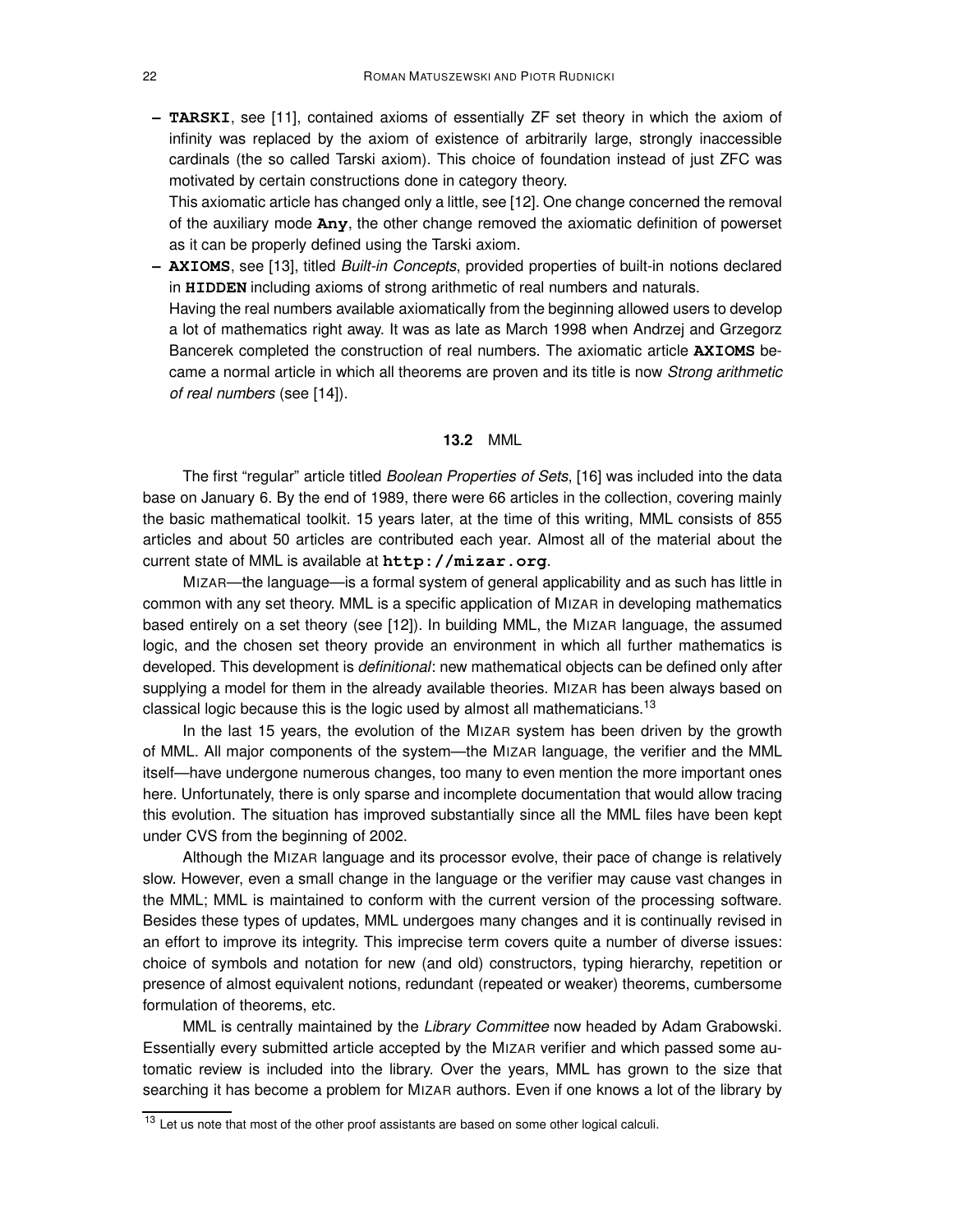- **TARSKI**, see [11], contained axioms of essentially ZF set theory in which the axiom of infinity was replaced by the axiom of existence of arbitrarily large, strongly inaccessible cardinals (the so called Tarski axiom). This choice of foundation instead of just ZFC was motivated by certain constructions done in category theory.

  This axiomatic article has changed only a little, see [12]. One change concerned the removal of the auxiliary mode **Any**, the other change removed the axiomatic definition of powerset as it can be properly defined using the Tarski axiom.
- **AXIOMS**, see [13], titled *Built-in Concepts*, provided properties of built-in notions declared in **HIDDEN** including axioms of strong arithmetic of real numbers and naturals.

  Having the real numbers available axiomatically from the beginning allowed users to develop a lot of mathematics right away. It was as late as March 1998 when Andrzej and Grzegorz Bancerek completed the construction of real numbers. The axiomatic article **AXIOMS** became a normal article in which all theorems are proven and its title is now *Strong arithmetic of real numbers* (see [14]).

### 13.2 MML

The first "regular" article titled *Boolean Properties of Sets*, [16] was included into the data base on January 6. By the end of 1989, there were 66 articles in the collection, covering mainly the basic mathematical toolkit. 15 years later, at the time of this writing, MML consists of 855 articles and about 50 articles are contributed each year. Almost all of the material about the current state of MML is available at **http://mizar.org**.

MIZAR—the language—is a formal system of general applicability and as such has little in common with any set theory. MML is a specific application of MIZAR in developing mathematics based entirely on a set theory (see [12]). In building MML, the MIZAR language, the assumed logic, and the chosen set theory provide an environment in which all further mathematics is developed. This development is *definitional*: new mathematical objects can be defined only after supplying a model for them in the already available theories. MIZAR has been always based on classical logic because this is the logic used by almost all mathematicians.[13]

In the last 15 years, the evolution of the MIZAR system has been driven by the growth of MML. All major components of the system—the MIZAR language, the verifier and the MML itself—have undergone numerous changes, too many to even mention the more important ones here. Unfortunately, there is only sparse and incomplete documentation that would allow tracing this evolution. The situation has improved substantially since all the MML files have been kept under CVS from the beginning of 2002.

Although the MIZAR language and its processor evolve, their pace of change is relatively slow. However, even a small change in the language or the verifier may cause vast changes in the MML; MML is maintained to conform with the current version of the processing software. Besides these types of updates, MML undergoes many changes and it is continually revised in an effort to improve its integrity. This imprecise term covers quite a number of diverse issues: choice of symbols and notation for new (and old) constructors, typing hierarchy, repetition or presence of almost equivalent notions, redundant (repeated or weaker) theorems, cumbersome formulation of theorems, etc.

MML is centrally maintained by the *Library Committee* now headed by Adam Grabowski. Essentially every submitted article accepted by the MIZAR verifier and which passed some automatic review is included into the library. Over the years, MML has grown to the size that searching it has become a problem for MIZAR authors. Even if one knows a lot of the library by

[13] Let us note that most of the other proof assistants are based on some other logical calculi.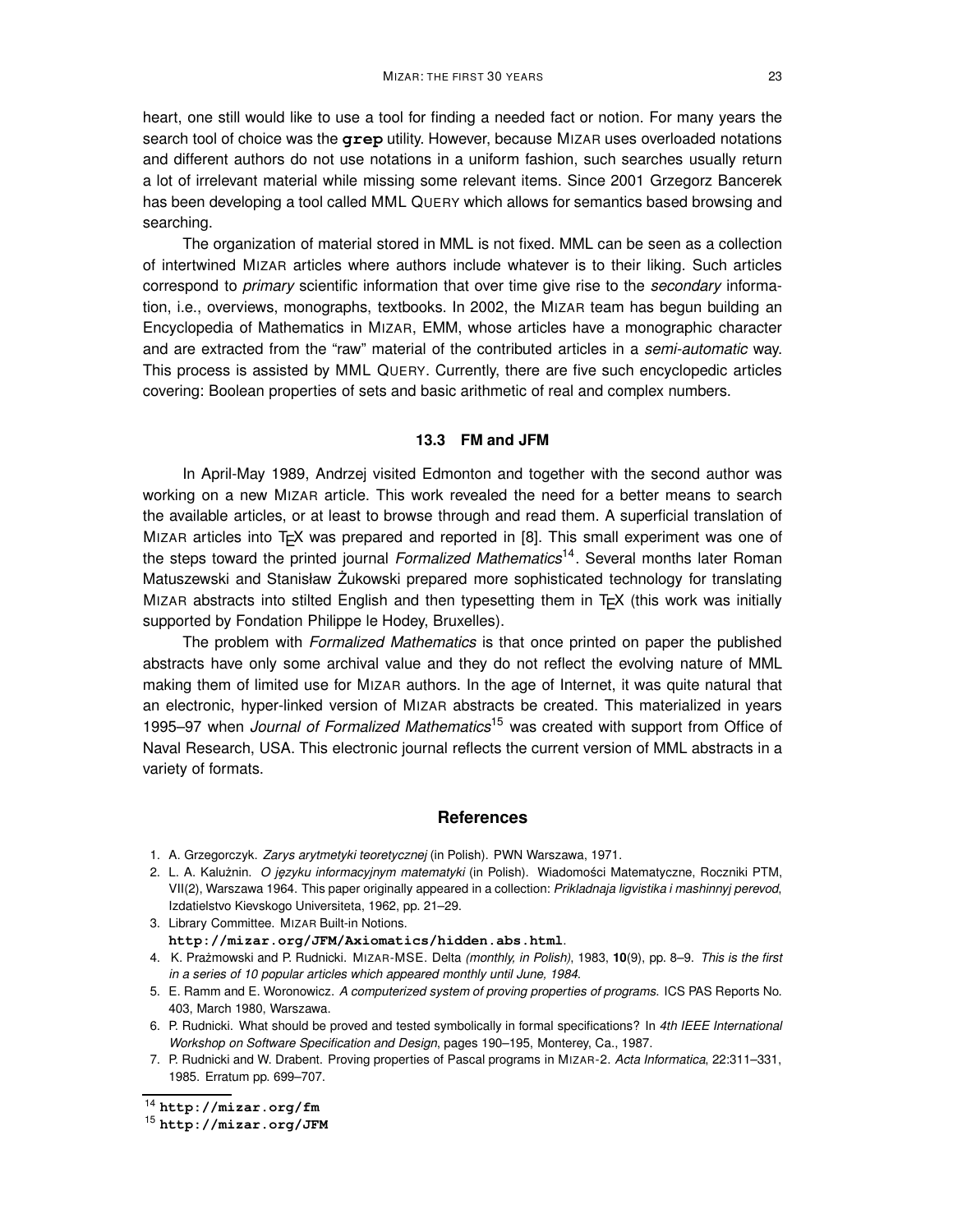heart, one still would like to use a tool for finding a needed fact or notion. For many years the search tool of choice was the **`grep`** utility. However, because MIZAR uses overloaded notations and different authors do not use notations in a uniform fashion, such searches usually return a lot of irrelevant material while missing some relevant items. Since 2001 Grzegorz Bancerek has been developing a tool called MML QUERY which allows for semantics based browsing and searching.

The organization of material stored in MML is not fixed. MML can be seen as a collection of intertwined MIZAR articles where authors include whatever is to their liking. Such articles correspond to *primary* scientific information that over time give rise to the *secondary* information, i.e., overviews, monographs, textbooks. In 2002, the MIZAR team has begun building an Encyclopedia of Mathematics in MIZAR, EMM, whose articles have a monographic character and are extracted from the "raw" material of the contributed articles in a *semi-automatic* way. This process is assisted by MML QUERY. Currently, there are five such encyclopedic articles covering: Boolean properties of sets and basic arithmetic of real and complex numbers.

### 13.3 FM and JFM

In April-May 1989, Andrzej visited Edmonton and together with the second author was working on a new MIZAR article. This work revealed the need for a better means to search the available articles, or at least to browse through and read them. A superficial translation of MIZAR articles into TEX was prepared and reported in [8]. This small experiment was one of the steps toward the printed journal *Formalized Mathematics*[14]. Several months later Roman Matuszewski and Stanisław Żukowski prepared more sophisticated technology for translating MIZAR abstracts into stilted English and then typesetting them in TEX (this work was initially supported by Fondation Philippe le Hodey, Bruxelles).

The problem with *Formalized Mathematics* is that once printed on paper the published abstracts have only some archival value and they do not reflect the evolving nature of MML making them of limited use for MIZAR authors. In the age of Internet, it was quite natural that an electronic, hyper-linked version of MIZAR abstracts be created. This materialized in years 1995–97 when *Journal of Formalized Mathematics*[15] was created with support from Office of Naval Research, USA. This electronic journal reflects the current version of MML abstracts in a variety of formats.

## References

1. A. Grzegorczyk. *Zarys arytmetyki teoretycznej* (in Polish). PWN Warszawa, 1971.
2. L. A. Kalużnin. *O języku informacyjnym matematyki* (in Polish). Wiadomości Matematyczne, Roczniki PTM, VII(2), Warszawa 1964. This paper originally appeared in a collection: *Prikladnaja ligvistika i mashinnyj perevod*, Izdatielstvo Kievskogo Universiteta, 1962, pp. 21–29.
3. Library Committee. MIZAR Built-in Notions. **`http://mizar.org/JFM/Axiomatics/hidden.abs.html`**.
4. K. Prażmowski and P. Rudnicki. MIZAR-MSE. Delta *(monthly, in Polish)*, 1983, **10**(9), pp. 8–9. *This is the first in a series of 10 popular articles which appeared monthly until June, 1984*.
5. E. Ramm and E. Woronowicz. *A computerized system of proving properties of programs*. ICS PAS Reports No. 403, March 1980, Warszawa.
6. P. Rudnicki. What should be proved and tested symbolically in formal specifications? In *4th IEEE International Workshop on Software Specification and Design*, pages 190–195, Monterey, Ca., 1987.
7. P. Rudnicki and W. Drabent. Proving properties of Pascal programs in MIZAR-2. *Acta Informatica*, 22:311–331, 1985. Erratum pp. 699–707.

---

[14] **`http://mizar.org/fm`**

[15] **`http://mizar.org/JFM`**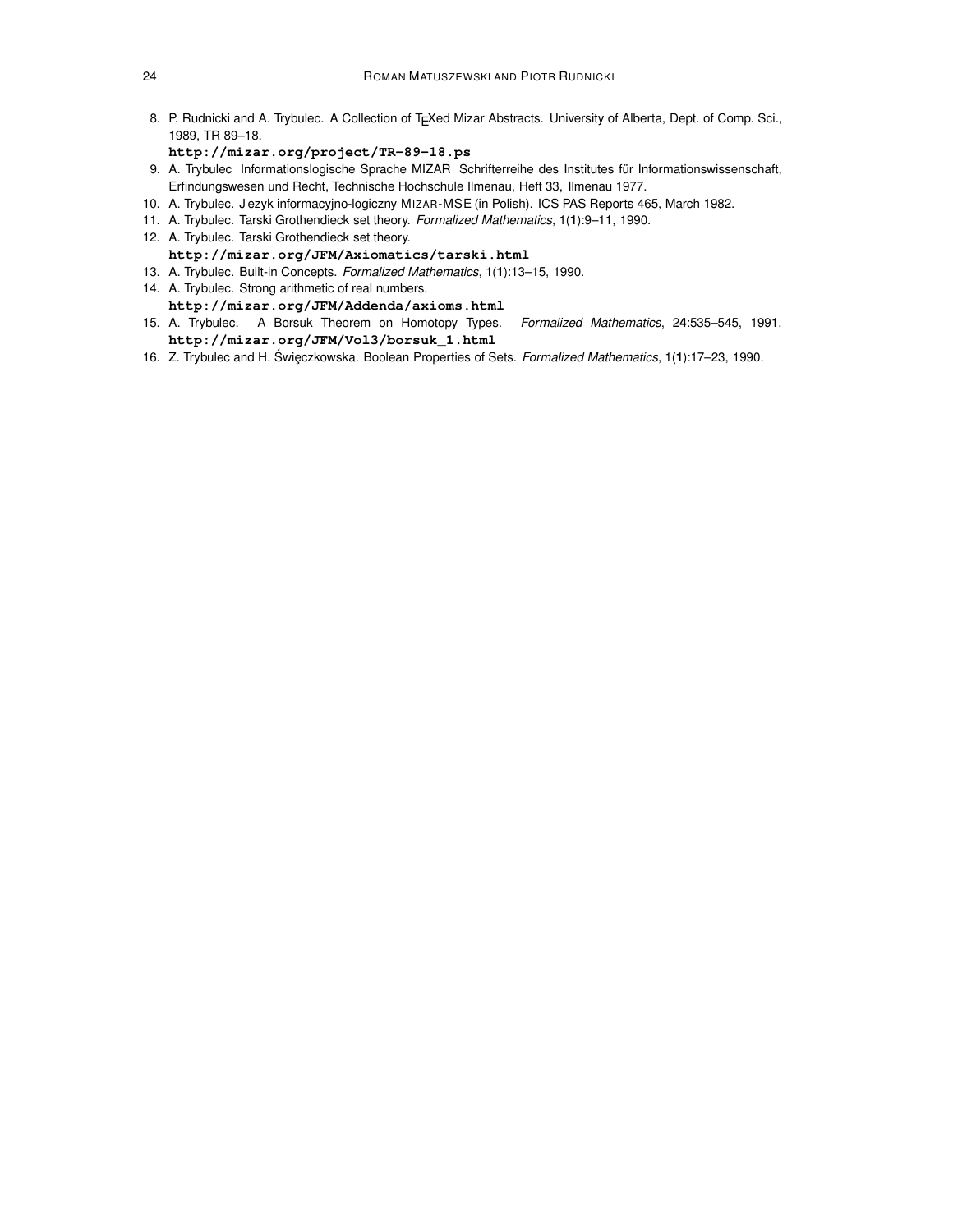8. P. Rudnicki and A. Trybulec. A Collection of TEXed Mizar Abstracts. University of Alberta, Dept. of Comp. Sci., 1989, TR 89–18.
   **http://mizar.org/project/TR-89-18.ps**
9. A. Trybulec Informationslogische Sprache MIZAR Schrifterreihe des Institutes für Informationswissenschaft, Erfindungswesen und Recht, Technische Hochschule Ilmenau, Heft 33, Ilmenau 1977.
10. A. Trybulec. J ezyk informacyjno-logiczny MIZAR-MSE (in Polish). ICS PAS Reports 465, March 1982.
11. A. Trybulec. Tarski Grothendieck set theory. *Formalized Mathematics*, 1(**1**):9–11, 1990.
12. A. Trybulec. Tarski Grothendieck set theory.
    **http://mizar.org/JFM/Axiomatics/tarski.html**
13. A. Trybulec. Built-in Concepts. *Formalized Mathematics*, 1(**1**):13–15, 1990.
14. A. Trybulec. Strong arithmetic of real numbers.
    **http://mizar.org/JFM/Addenda/axioms.html**
15. A. Trybulec. A Borsuk Theorem on Homotopy Types. *Formalized Mathematics*, 2**4**:535–545, 1991.
    **http://mizar.org/JFM/Vol3/borsuk_1.html**
16. Z. Trybulec and H. Święczkowska. Boolean Properties of Sets. *Formalized Mathematics*, 1(**1**):17–23, 1990.